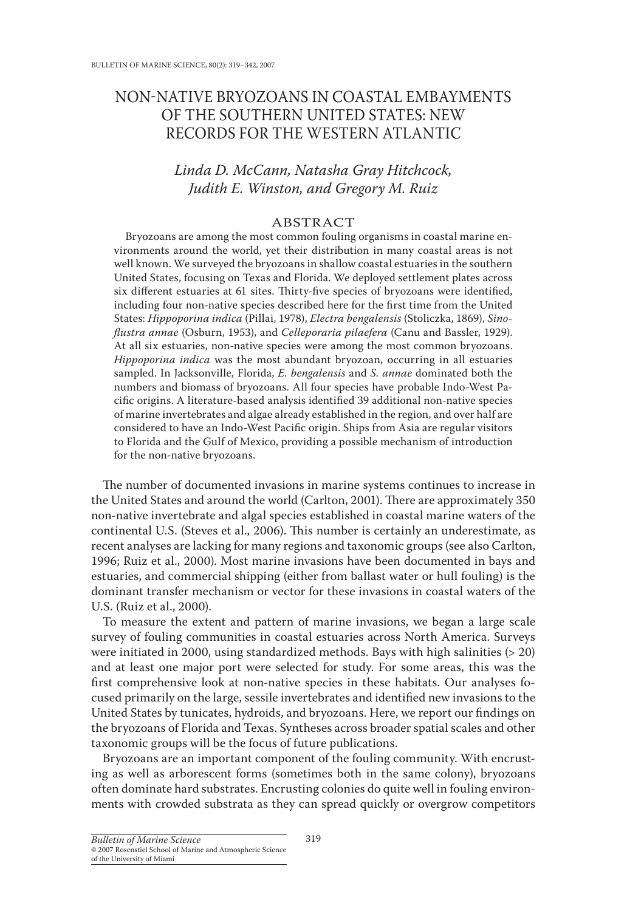# NON-NATIVE BRYOZOANS IN COASTAL EMBAYMENTS OF THE SOUTHERN UNITED STATES: NEW RECORDS FOR THE WESTERN ATLANTIC

*Linda D. McCann, Natasha Gray Hitchcock, Judith E. Winston, and Gregory M. Ruiz*

## ABSTRACT

Bryozoans are among the most common fouling organisms in coastal marine environments around the world, yet their distribution in many coastal areas is not well known. We surveyed the bryozoans in shallow coastal estuaries in the southern United States, focusing on Texas and Florida. We deployed settlement plates across six different estuaries at 61 sites. Thirty-five species of bryozoans were identified, including four non-native species described here for the first time from the United States: *Hippoporina indica* (Pillai, 1978), *Electra bengalensis* (Stoliczka, 1869), *Sinoflustra annae* (Osburn, 1953), and *Celleporaria pilaefera* (Canu and Bassler, 1929). At all six estuaries, non-native species were among the most common bryozoans. *Hippoporina indica* was the most abundant bryozoan, occurring in all estuaries sampled. In Jacksonville, Florida, *E. bengalensis* and *S. annae* dominated both the numbers and biomass of bryozoans. All four species have probable Indo-West Pacific origins. A literature-based analysis identified 39 additional non-native species of marine invertebrates and algae already established in the region, and over half are considered to have an Indo-West Pacific origin. Ships from Asia are regular visitors to Florida and the Gulf of Mexico, providing a possible mechanism of introduction for the non-native bryozoans.

The number of documented invasions in marine systems continues to increase in the United States and around the world (Carlton, 2001). There are approximately 350 non-native invertebrate and algal species established in coastal marine waters of the continental U.S. (Steves et al., 2006). This number is certainly an underestimate, as recent analyses are lacking for many regions and taxonomic groups (see also Carlton, 1996; Ruiz et al., 2000). Most marine invasions have been documented in bays and estuaries, and commercial shipping (either from ballast water or hull fouling) is the dominant transfer mechanism or vector for these invasions in coastal waters of the U.S. (Ruiz et al., 2000).

To measure the extent and pattern of marine invasions, we began a large scale survey of fouling communities in coastal estuaries across North America. Surveys were initiated in 2000, using standardized methods. Bays with high salinities (> 20) and at least one major port were selected for study. For some areas, this was the first comprehensive look at non-native species in these habitats. Our analyses focused primarily on the large, sessile invertebrates and identified new invasions to the United States by tunicates, hydroids, and bryozoans. Here, we report our findings on the bryozoans of Florida and Texas. Syntheses across broader spatial scales and other taxonomic groups will be the focus of future publications.

Bryozoans are an important component of the fouling community. With encrusting as well as arborescent forms (sometimes both in the same colony), bryozoans often dominate hard substrates. Encrusting colonies do quite well in fouling environments with crowded substrata as they can spread quickly or overgrow competitors

*Bulletin of Marine Science*
© 2007 Rosenstiel School of Marine and Atmospheric Science of the University of Miami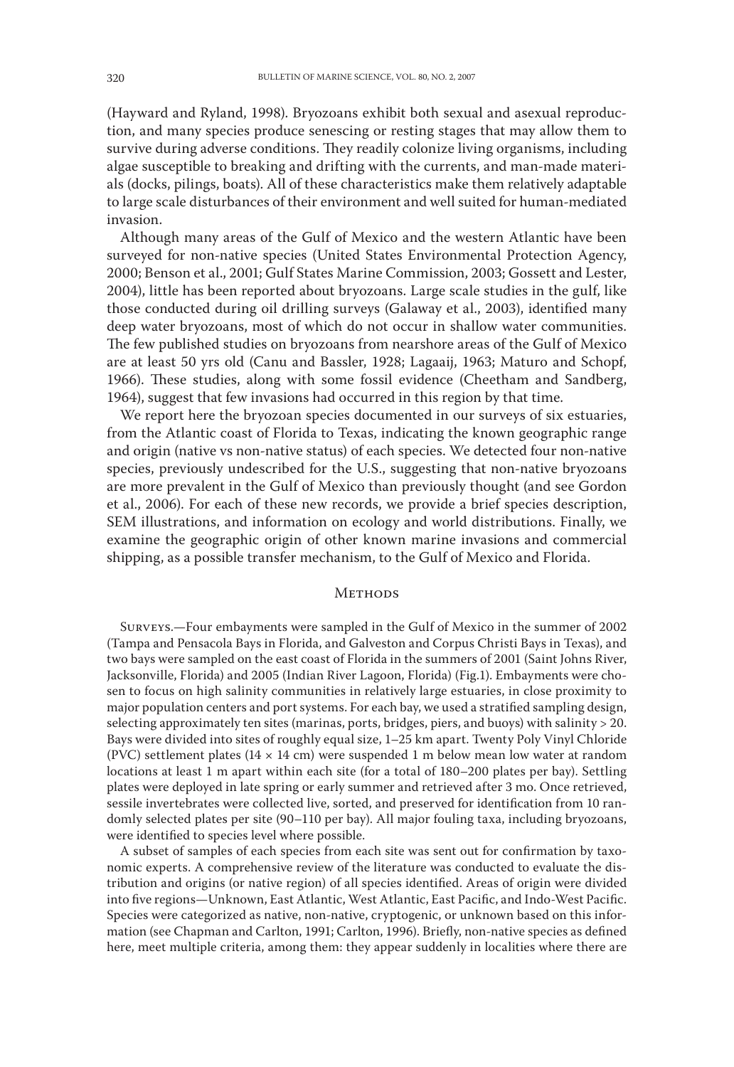(Hayward and Ryland, 1998). Bryozoans exhibit both sexual and asexual reproduction, and many species produce senescing or resting stages that may allow them to survive during adverse conditions. They readily colonize living organisms, including algae susceptible to breaking and drifting with the currents, and man-made materials (docks, pilings, boats). All of these characteristics make them relatively adaptable to large scale disturbances of their environment and well suited for human-mediated invasion.

Although many areas of the Gulf of Mexico and the western Atlantic have been surveyed for non-native species (United States Environmental Protection Agency, 2000; Benson et al., 2001; Gulf States Marine Commission, 2003; Gossett and Lester, 2004), little has been reported about bryozoans. Large scale studies in the gulf, like those conducted during oil drilling surveys (Galaway et al., 2003), identified many deep water bryozoans, most of which do not occur in shallow water communities. The few published studies on bryozoans from nearshore areas of the Gulf of Mexico are at least 50 yrs old (Canu and Bassler, 1928; Lagaaij, 1963; Maturo and Schopf, 1966). These studies, along with some fossil evidence (Cheetham and Sandberg, 1964), suggest that few invasions had occurred in this region by that time.

We report here the bryozoan species documented in our surveys of six estuaries, from the Atlantic coast of Florida to Texas, indicating the known geographic range and origin (native vs non-native status) of each species. We detected four non-native species, previously undescribed for the U.S., suggesting that non-native bryozoans are more prevalent in the Gulf of Mexico than previously thought (and see Gordon et al., 2006). For each of these new records, we provide a brief species description, SEM illustrations, and information on ecology and world distributions. Finally, we examine the geographic origin of other known marine invasions and commercial shipping, as a possible transfer mechanism, to the Gulf of Mexico and Florida.

## Methods

Surveys.—Four embayments were sampled in the Gulf of Mexico in the summer of 2002 (Tampa and Pensacola Bays in Florida, and Galveston and Corpus Christi Bays in Texas), and two bays were sampled on the east coast of Florida in the summers of 2001 (Saint Johns River, Jacksonville, Florida) and 2005 (Indian River Lagoon, Florida) (Fig.1). Embayments were chosen to focus on high salinity communities in relatively large estuaries, in close proximity to major population centers and port systems. For each bay, we used a stratified sampling design, selecting approximately ten sites (marinas, ports, bridges, piers, and buoys) with salinity > 20. Bays were divided into sites of roughly equal size, 1–25 km apart. Twenty Poly Vinyl Chloride (PVC) settlement plates (14 × 14 cm) were suspended 1 m below mean low water at random locations at least 1 m apart within each site (for a total of 180–200 plates per bay). Settling plates were deployed in late spring or early summer and retrieved after 3 mo. Once retrieved, sessile invertebrates were collected live, sorted, and preserved for identification from 10 randomly selected plates per site (90–110 per bay). All major fouling taxa, including bryozoans, were identified to species level where possible.

A subset of samples of each species from each site was sent out for confirmation by taxonomic experts. A comprehensive review of the literature was conducted to evaluate the distribution and origins (or native region) of all species identified. Areas of origin were divided into five regions—Unknown, East Atlantic, West Atlantic, East Pacific, and Indo-West Pacific. Species were categorized as native, non-native, cryptogenic, or unknown based on this information (see Chapman and Carlton, 1991; Carlton, 1996). Briefly, non-native species as defined here, meet multiple criteria, among them: they appear suddenly in localities where there are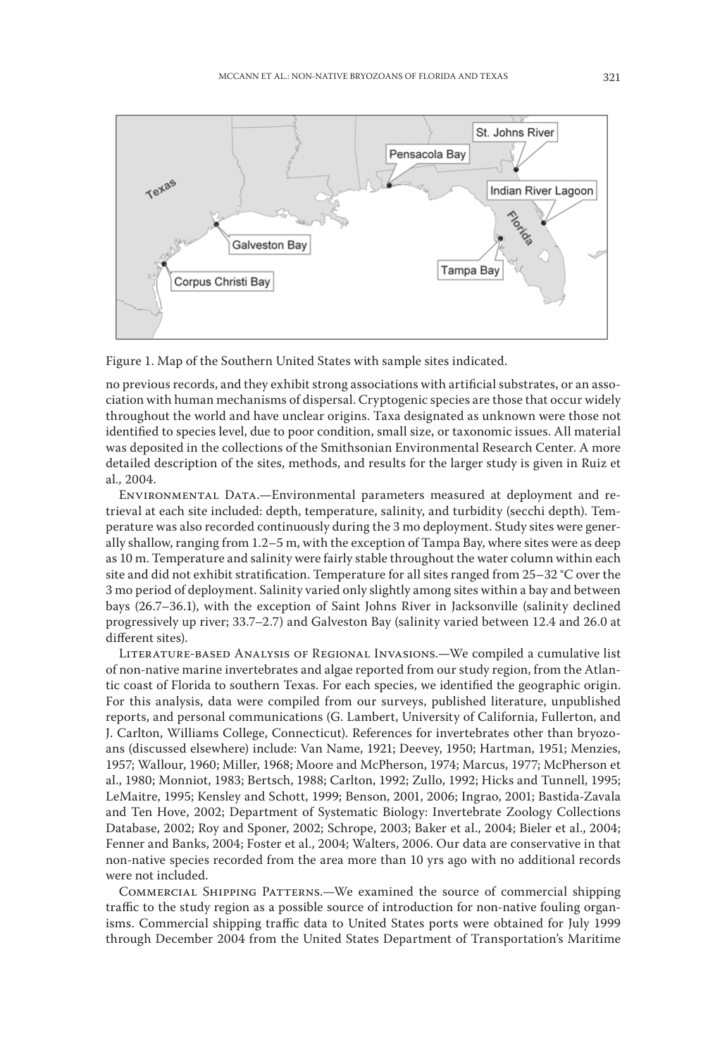Figure 1. Map of the Southern United States with sample sites indicated.

no previous records, and they exhibit strong associations with artificial substrates, or an association with human mechanisms of dispersal. Cryptogenic species are those that occur widely throughout the world and have unclear origins. Taxa designated as unknown were those not identified to species level, due to poor condition, small size, or taxonomic issues. All material was deposited in the collections of the Smithsonian Environmental Research Center. A more detailed description of the sites, methods, and results for the larger study is given in Ruiz et al., 2004.

Environmental Data.—Environmental parameters measured at deployment and retrieval at each site included: depth, temperature, salinity, and turbidity (secchi depth). Temperature was also recorded continuously during the 3 mo deployment. Study sites were generally shallow, ranging from 1.2–5 m, with the exception of Tampa Bay, where sites were as deep as 10 m. Temperature and salinity were fairly stable throughout the water column within each site and did not exhibit stratification. Temperature for all sites ranged from 25–32 °C over the 3 mo period of deployment. Salinity varied only slightly among sites within a bay and between bays (26.7–36.1), with the exception of Saint Johns River in Jacksonville (salinity declined progressively up river; 33.7–2.7) and Galveston Bay (salinity varied between 12.4 and 26.0 at different sites).

Literature-based Analysis of Regional Invasions.—We compiled a cumulative list of non-native marine invertebrates and algae reported from our study region, from the Atlantic coast of Florida to southern Texas. For each species, we identified the geographic origin. For this analysis, data were compiled from our surveys, published literature, unpublished reports, and personal communications (G. Lambert, University of California, Fullerton, and J. Carlton, Williams College, Connecticut). References for invertebrates other than bryozoans (discussed elsewhere) include: Van Name, 1921; Deevey, 1950; Hartman, 1951; Menzies, 1957; Wallour, 1960; Miller, 1968; Moore and McPherson, 1974; Marcus, 1977; McPherson et al., 1980; Monniot, 1983; Bertsch, 1988; Carlton, 1992; Zullo, 1992; Hicks and Tunnell, 1995; LeMaitre, 1995; Kensley and Schott, 1999; Benson, 2001, 2006; Ingrao, 2001; Bastida-Zavala and Ten Hove, 2002; Department of Systematic Biology: Invertebrate Zoology Collections Database, 2002; Roy and Sponer, 2002; Schrope, 2003; Baker et al., 2004; Bieler et al., 2004; Fenner and Banks, 2004; Foster et al., 2004; Walters, 2006. Our data are conservative in that non-native species recorded from the area more than 10 yrs ago with no additional records were not included.

Commercial Shipping Patterns.—We examined the source of commercial shipping traffic to the study region as a possible source of introduction for non-native fouling organisms. Commercial shipping traffic data to United States ports were obtained for July 1999 through December 2004 from the United States Department of Transportation's Maritime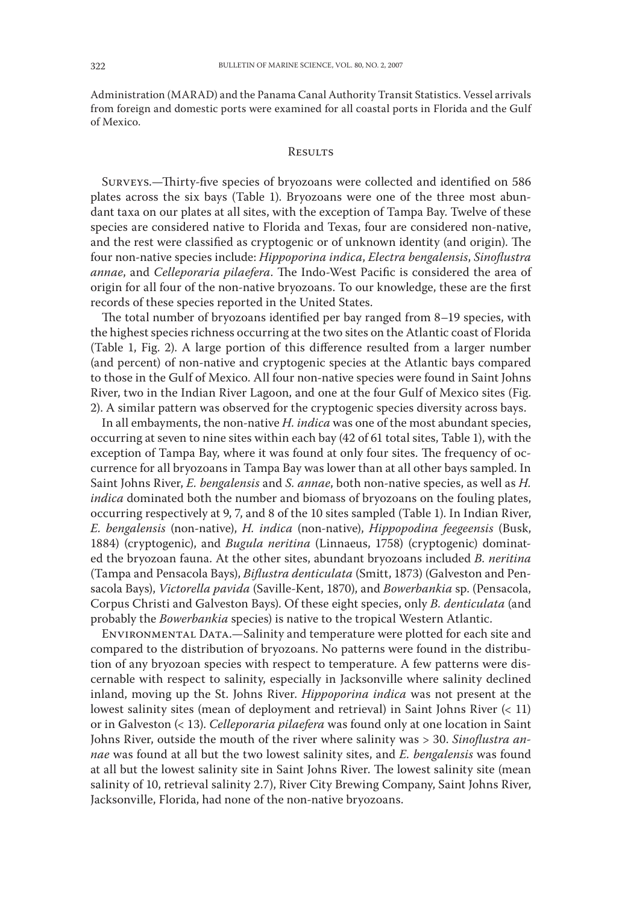Administration (MARAD) and the Panama Canal Authority Transit Statistics. Vessel arrivals from foreign and domestic ports were examined for all coastal ports in Florida and the Gulf of Mexico.

## Results

Surveys.—Thirty-five species of bryozoans were collected and identified on 586 plates across the six bays (Table 1). Bryozoans were one of the three most abundant taxa on our plates at all sites, with the exception of Tampa Bay. Twelve of these species are considered native to Florida and Texas, four are considered non-native, and the rest were classified as cryptogenic or of unknown identity (and origin). The four non-native species include: *Hippoporina indica*, *Electra bengalensis*, *Sinoflustra annae*, and *Celleporaria pilaefera*. The Indo-West Pacific is considered the area of origin for all four of the non-native bryozoans. To our knowledge, these are the first records of these species reported in the United States.

The total number of bryozoans identified per bay ranged from 8–19 species, with the highest species richness occurring at the two sites on the Atlantic coast of Florida (Table 1, Fig. 2). A large portion of this difference resulted from a larger number (and percent) of non-native and cryptogenic species at the Atlantic bays compared to those in the Gulf of Mexico. All four non-native species were found in Saint Johns River, two in the Indian River Lagoon, and one at the four Gulf of Mexico sites (Fig. 2). A similar pattern was observed for the cryptogenic species diversity across bays.

In all embayments, the non-native *H. indica* was one of the most abundant species, occurring at seven to nine sites within each bay (42 of 61 total sites, Table 1), with the exception of Tampa Bay, where it was found at only four sites. The frequency of occurrence for all bryozoans in Tampa Bay was lower than at all other bays sampled. In Saint Johns River, *E. bengalensis* and *S. annae*, both non-native species, as well as *H. indica* dominated both the number and biomass of bryozoans on the fouling plates, occurring respectively at 9, 7, and 8 of the 10 sites sampled (Table 1). In Indian River, *E. bengalensis* (non-native), *H. indica* (non-native), *Hippopodina feegeensis* (Busk, 1884) (cryptogenic), and *Bugula neritina* (Linnaeus, 1758) (cryptogenic) dominated the bryozoan fauna. At the other sites, abundant bryozoans included *B. neritina* (Tampa and Pensacola Bays), *Biflustra denticulata* (Smitt, 1873) (Galveston and Pensacola Bays), *Victorella pavida* (Saville-Kent, 1870), and *Bowerbankia* sp. (Pensacola, Corpus Christi and Galveston Bays). Of these eight species, only *B. denticulata* (and probably the *Bowerbankia* species) is native to the tropical Western Atlantic.

Environmental Data.—Salinity and temperature were plotted for each site and compared to the distribution of bryozoans. No patterns were found in the distribution of any bryozoan species with respect to temperature. A few patterns were discernable with respect to salinity, especially in Jacksonville where salinity declined inland, moving up the St. Johns River. *Hippoporina indica* was not present at the lowest salinity sites (mean of deployment and retrieval) in Saint Johns River (< 11) or in Galveston (< 13). *Celleporaria pilaefera* was found only at one location in Saint Johns River, outside the mouth of the river where salinity was > 30. *Sinoflustra annae* was found at all but the two lowest salinity sites, and *E. bengalensis* was found at all but the lowest salinity site in Saint Johns River. The lowest salinity site (mean salinity of 10, retrieval salinity 2.7), River City Brewing Company, Saint Johns River, Jacksonville, Florida, had none of the non-native bryozoans.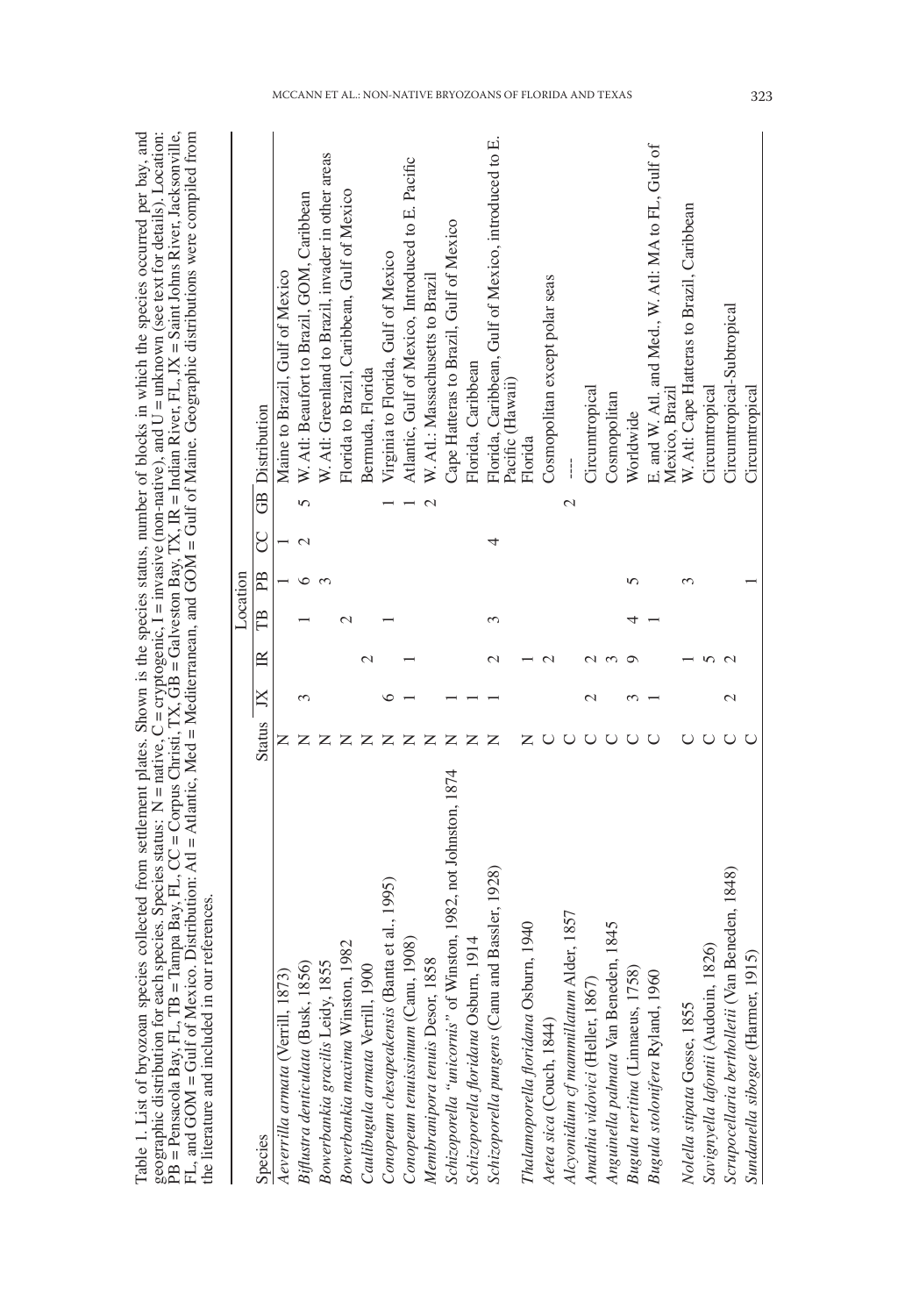Table 1. List of bryozoan species collected from settlement plates. Shown is the species status, number of blocks in which the species occurred per bay, and geographic distribution for each species. Species status: N = native, C = cryptogenic, I = invasive (non-native), and U = unknown (see text for details). Location: PB = Pensacola Bay, FL, TB = Tampa Bay, FL, CC = Corpus Christi, TX, GB = Galveston Bay, TX, IR = Indian River, FL, JX = Saint Johns River, Jacksonville, FL, and GOM = Gulf of Mexico. Distribution: Atl = Atlantic, Med = Mediterranean, and GOM = Gulf of Maine. Geographic distributions were compiled from the literature and included in our references.

| Species | Status | Location | | | | | | Distribution |
|---|---|---|---|---|---|---|---|---|
| | | JX | IR | TB | PB | CC | GB | |
| *Aeverrilla armata* (Verrill, 1873) | N | | | | 1 | 1 | | Maine to Brazil, Gulf of Mexico |
| *Biflustra denticulata* (Busk, 1856) | N | 3 | | 1 | 6 | 2 | 5 | W. Atl: Beaufort to Brazil, GOM, Caribbean |
| *Bowerbankia gracilis* Leidy, 1855 | N | | | | 3 | | | W. Atl: Greenland to Brazil, invader in other areas |
| *Bowerbankia maxima* Winston, 1982 | N | | | 2 | | | | Florida to Brazil, Caribbean, Gulf of Mexico |
| *Caulibugula armata* Verrill, 1900 | N | | 2 | | | | | Bermuda, Florida |
| *Conopeum chesapeakensis* (Banta et al., 1995) | N | 6 | | 1 | | | 1 | Virginia to Florida, Gulf of Mexico |
| *Conopeum tenuissimum* (Canu, 1908) | N | 1 | 1 | | | | 1 | Atlantic, Gulf of Mexico, Introduced to E. Pacific |
| *Membranipora tenuis* Desor, 1858 | N | | | | | | 2 | W. Atl.: Massachusetts to Brazil |
| *Schizoporella "unicornis"* of Winston, 1982, not Johnston, 1874 | N | 1 | | | | | | Cape Hatteras to Brazil, Gulf of Mexico |
| *Schizoporella floridana* Osburn, 1914 | N | 1 | | | | | | Florida, Caribbean |
| *Schizoporella pungens* (Canu and Bassler, 1928) | N | 1 | 2 | 3 | | 4 | | Florida, Caribbean, Gulf of Mexico, introduced to E. Pacific (Hawaii) |
| *Thalamoporella floridana* Osburn, 1940 | N | | 1 | | | | | Florida |
| *Aetea sica* (Couch, 1844) | C | | 2 | | | | | Cosmopolitan except polar seas |
| *Alcyonidium cf mammillatum* Alder, 1857 | C | | | | | | 2 | --- |
| *Amathia vidovici* (Heller, 1867) | C | 2 | 2 | | | | | Circumtropical |
| *Anguinella palmata* Van Beneden, 1845 | C | | 3 | | | | | Cosmopolitan |
| *Bugula neritina* (Linnaeus, 1758) | C | 3 | 9 | 4 | 5 | | | Worldwide |
| *Bugula stolonifera* Ryland, 1960 | C | 1 | | 1 | | | | E. and W. Atl. and Med., W. Atl: MA to FL, Gulf of Mexico, Brazil |
| *Nolella stipata* Gosse, 1855 | C | | 1 | | 3 | | | W. Atl: Cape Hatteras to Brazil, Caribbean |
| *Savignyella lafontii* (Audouin, 1826) | C | | 5 | | | | | Circumtropical |
| *Scrupocellaria bertholletii* (Van Beneden, 1848) | C | 2 | 2 | | | | | Circumtropical-Subtropical |
| *Sundanella sibogae* (Harmer, 1915) | C | | | | 1 | | | Circumtropical |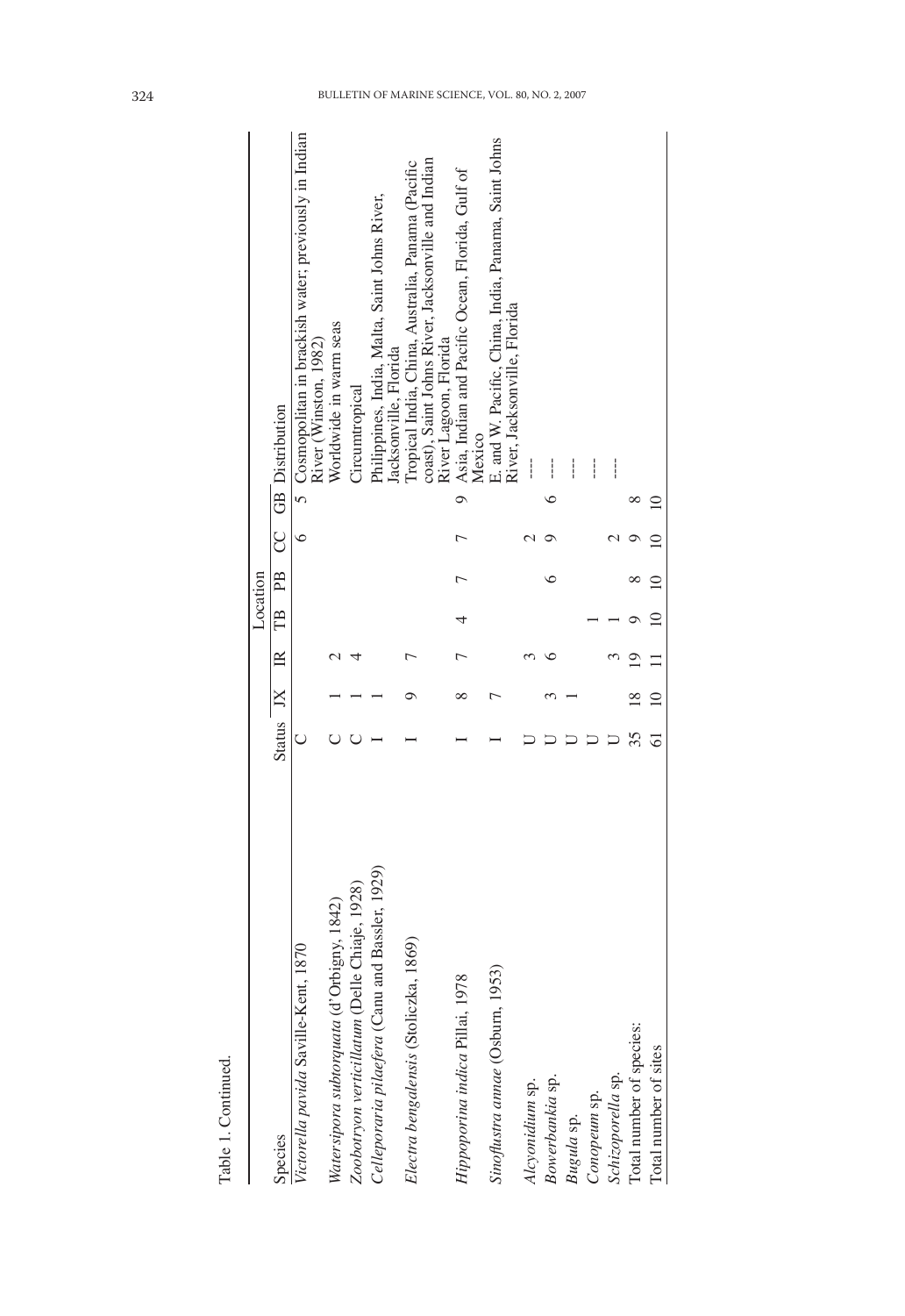Table 1. Continued.

| Species | Status | Location | | | | | | Distribution |
|---|---|---|---|---|---|---|---|---|
| | | JX | IR | TB | PB | CC | GB | |
| *Victorella pavida* Saville-Kent, 1870 | C | | | | | 6 | 5 | Cosmopolitan in brackish water; previously in Indian River (Winston, 1982) |
| *Watersipora subtorquata* (d'Orbigny, 1842) | C | 1 | 2 | | | | | Worldwide in warm seas |
| *Zoobotryon verticillatum* (Delle Chiaje, 1928) | C | 1 | 4 | | | | | Circumtropical |
| *Celleporaria pilaefera* (Canu and Bassler, 1929) | I | 1 | | | | | | Philippines, India, Malta, Saint Johns River, Jacksonville, Florida |
| *Electra bengalensis* (Stoliczka, 1869) | I | 9 | 7 | | | | | Tropical India, China, Australia, Panama (Pacific coast), Saint Johns River, Jacksonville and Indian River Lagoon, Florida |
| *Hippoporina indica* Pillai, 1978 | I | 8 | 7 | 4 | 7 | 7 | 9 | Asia, Indian and Pacific Ocean, Florida, Gulf of Mexico |
| *Sinoflustra annae* (Osburn, 1953) | I | 7 | | | | | | E. and W. Pacific, China, India, Panama, Saint Johns River, Jacksonville, Florida |
| *Alcyonidium* sp. | U | | 3 | | | 2 | | --- |
| *Bowerbankia* sp. | U | 3 | 6 | | 6 | 9 | 6 | --- |
| *Bugula* sp. | U | 1 | | | | | | --- |
| *Conopeum* sp. | U | | | 1 | | | | --- |
| *Schizoporella* sp. | U | | 3 | 1 | | 2 | | --- |
| Total number of species: | 35 | 18 | 19 | 9 | 8 | 9 | 8 | |
| Total number of sites | 61 | 10 | 11 | 10 | 10 | 10 | 10 | |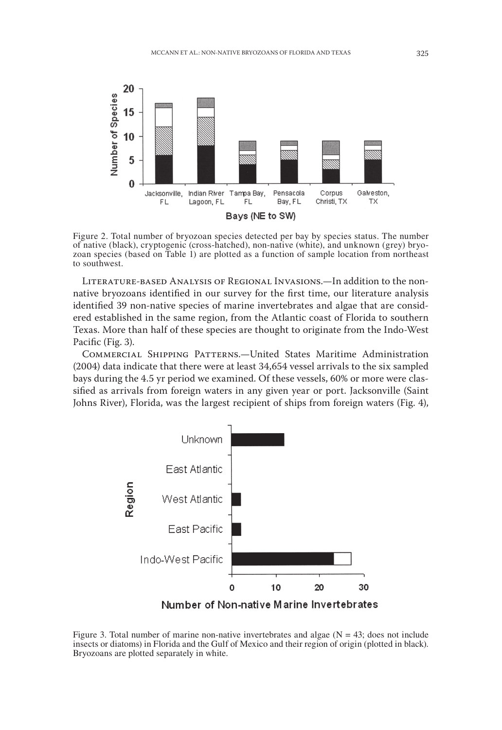Figure 2. Total number of bryozoan species detected per bay by species status. The number of native (black), cryptogenic (cross-hatched), non-native (white), and unknown (grey) bryozoan species (based on Table 1) are plotted as a function of sample location from northeast to southwest.

Literature-based Analysis of Regional Invasions.—In addition to the non-native bryozoans identified in our survey for the first time, our literature analysis identified 39 non-native species of marine invertebrates and algae that are considered established in the same region, from the Atlantic coast of Florida to southern Texas. More than half of these species are thought to originate from the Indo-West Pacific (Fig. 3).

Commercial Shipping Patterns.—United States Maritime Administration (2004) data indicate that there were at least 34,654 vessel arrivals to the six sampled bays during the 4.5 yr period we examined. Of these vessels, 60% or more were classified as arrivals from foreign waters in any given year or port. Jacksonville (Saint Johns River), Florida, was the largest recipient of ships from foreign waters (Fig. 4),

Figure 3. Total number of marine non-native invertebrates and algae (N = 43; does not include insects or diatoms) in Florida and the Gulf of Mexico and their region of origin (plotted in black). Bryozoans are plotted separately in white.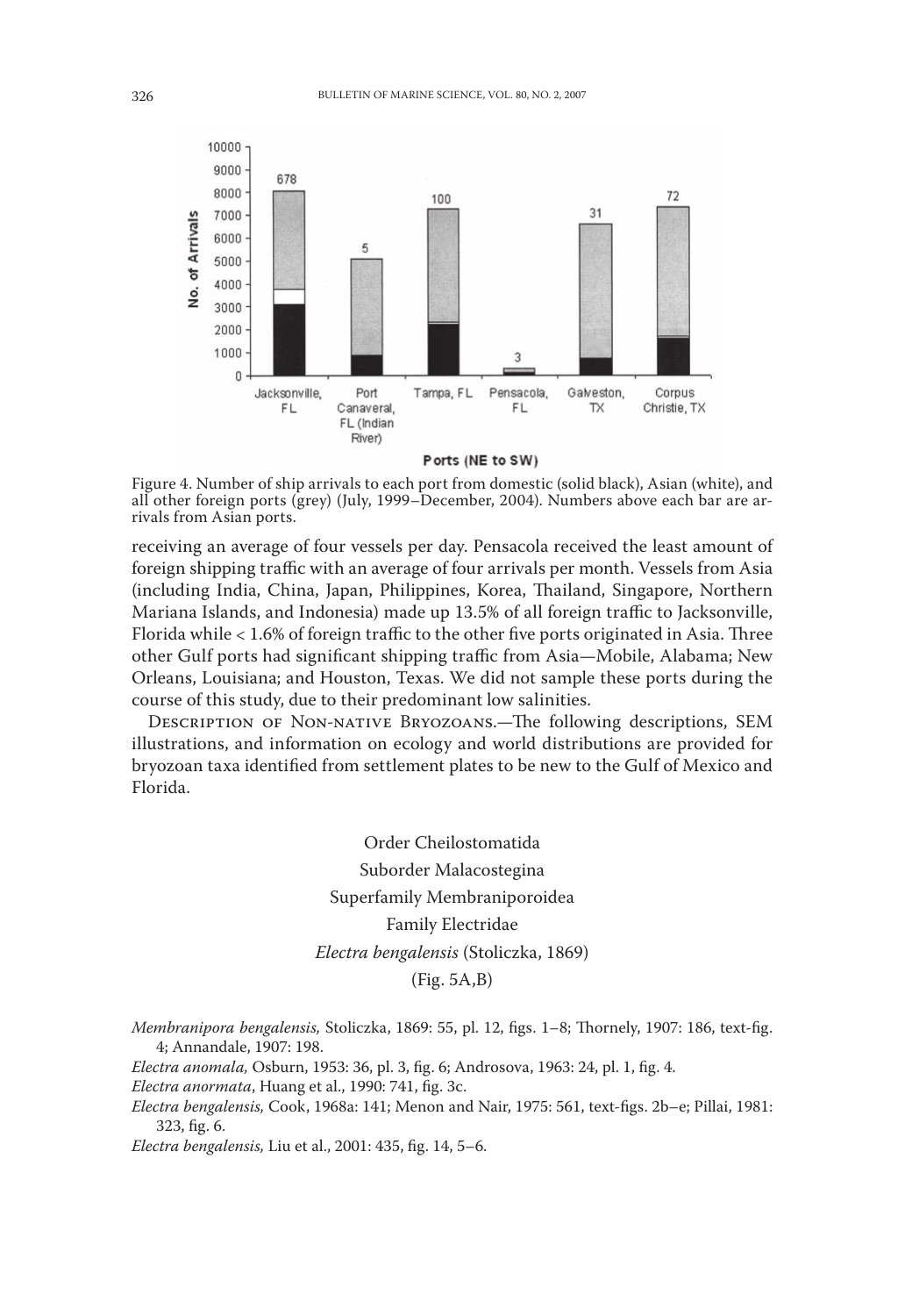Figure 4. Number of ship arrivals to each port from domestic (solid black), Asian (white), and all other foreign ports (grey) (July, 1999–December, 2004). Numbers above each bar are arrivals from Asian ports.

receiving an average of four vessels per day. Pensacola received the least amount of foreign shipping traffic with an average of four arrivals per month. Vessels from Asia (including India, China, Japan, Philippines, Korea, Thailand, Singapore, Northern Mariana Islands, and Indonesia) made up 13.5% of all foreign traffic to Jacksonville, Florida while < 1.6% of foreign traffic to the other five ports originated in Asia. Three other Gulf ports had significant shipping traffic from Asia—Mobile, Alabama; New Orleans, Louisiana; and Houston, Texas. We did not sample these ports during the course of this study, due to their predominant low salinities.

Description of Non-native Bryozoans.—The following descriptions, SEM illustrations, and information on ecology and world distributions are provided for bryozoan taxa identified from settlement plates to be new to the Gulf of Mexico and Florida.

Order Cheilostomatida

Suborder Malacostegina

Superfamily Membraniporoidea

Family Electridae

*Electra bengalensis* (Stoliczka, 1869)

(Fig. 5A,B)

*Membranipora bengalensis,* Stoliczka, 1869: 55, pl. 12, figs. 1–8; Thornely, 1907: 186, text-fig. 4; Annandale, 1907: 198.

*Electra anomala,* Osburn, 1953: 36, pl. 3, fig. 6; Androsova, 1963: 24, pl. 1, fig. 4.

*Electra anormata*, Huang et al., 1990: 741, fig. 3c.

*Electra bengalensis,* Cook, 1968a: 141; Menon and Nair, 1975: 561, text-figs. 2b–e; Pillai, 1981: 323, fig. 6.

*Electra bengalensis,* Liu et al., 2001: 435, fig. 14, 5–6.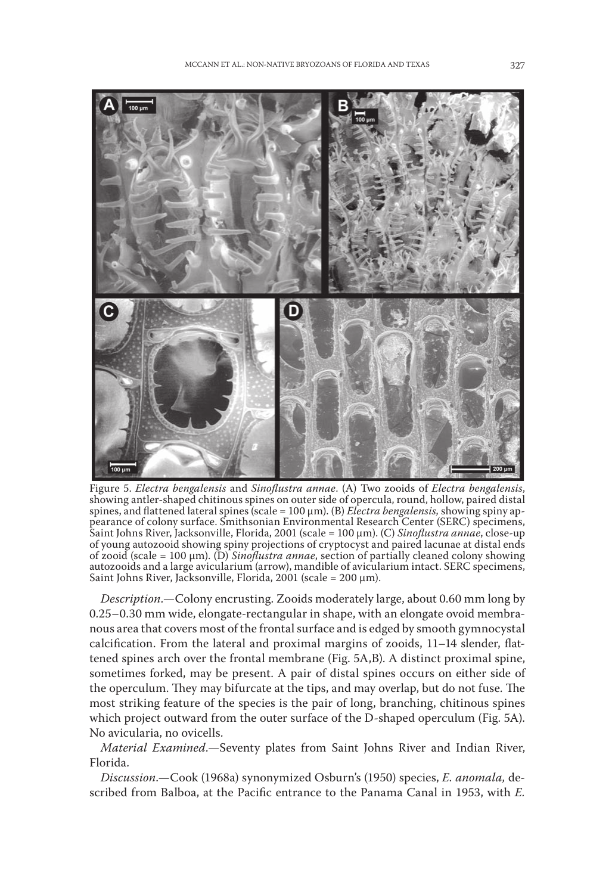Figure 5. *Electra bengalensis* and *Sinoflustra annae*. (A) Two zooids of *Electra bengalensis*, showing antler-shaped chitinous spines on outer side of opercula, round, hollow, paired distal spines, and flattened lateral spines (scale = 100 µm). (B) *Electra bengalensis,* showing spiny appearance of colony surface. Smithsonian Environmental Research Center (SERC) specimens, Saint Johns River, Jacksonville, Florida, 2001 (scale = 100 µm). (C) *Sinoflustra annae*, close-up of young autozooid showing spiny projections of cryptocyst and paired lacunae at distal ends of zooid (scale = 100 µm). (D) *Sinoflustra annae*, section of partially cleaned colony showing autozooids and a large avicularium (arrow), mandible of avicularium intact. SERC specimens, Saint Johns River, Jacksonville, Florida, 2001 (scale = 200 µm).

*Description*.—Colony encrusting. Zooids moderately large, about 0.60 mm long by 0.25–0.30 mm wide, elongate-rectangular in shape, with an elongate ovoid membranous area that covers most of the frontal surface and is edged by smooth gymnocystal calcification. From the lateral and proximal margins of zooids, 11–14 slender, flattened spines arch over the frontal membrane (Fig. 5A,B). A distinct proximal spine, sometimes forked, may be present. A pair of distal spines occurs on either side of the operculum. They may bifurcate at the tips, and may overlap, but do not fuse. The most striking feature of the species is the pair of long, branching, chitinous spines which project outward from the outer surface of the D-shaped operculum (Fig. 5A). No avicularia, no ovicells.

*Material Examined*.—Seventy plates from Saint Johns River and Indian River, Florida.

*Discussion*.—Cook (1968a) synonymized Osburn's (1950) species, *E. anomala,* described from Balboa, at the Pacific entrance to the Panama Canal in 1953, with *E.*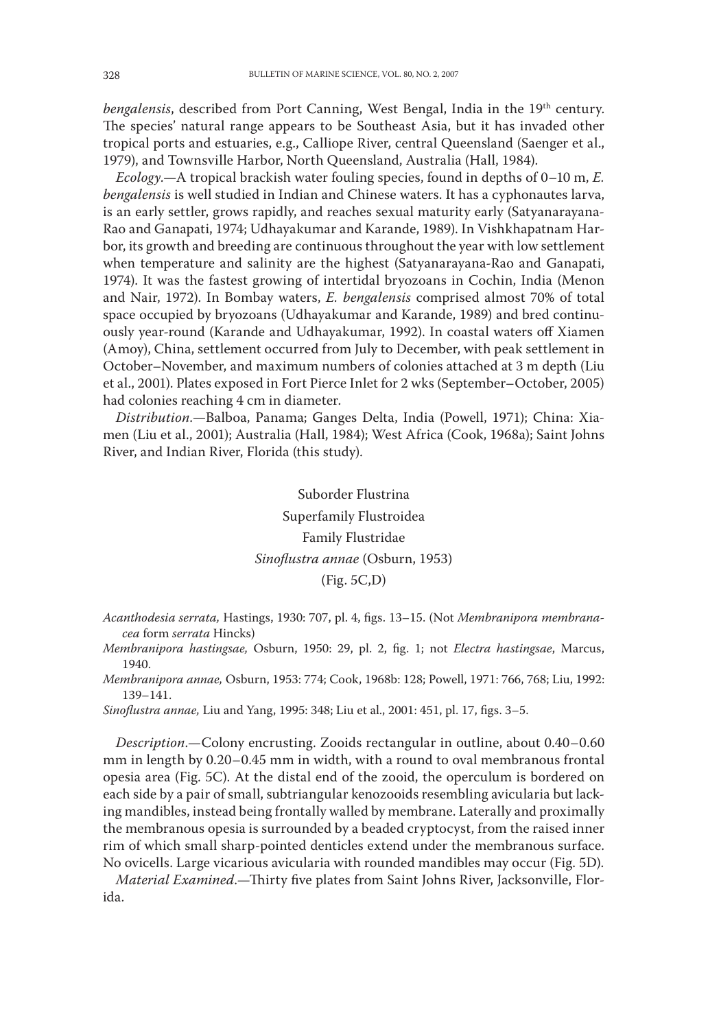*bengalensis*, described from Port Canning, West Bengal, India in the 19th century. The species' natural range appears to be Southeast Asia, but it has invaded other tropical ports and estuaries, e.g., Calliope River, central Queensland (Saenger et al., 1979), and Townsville Harbor, North Queensland, Australia (Hall, 1984).

*Ecology*.—A tropical brackish water fouling species, found in depths of 0–10 m, *E. bengalensis* is well studied in Indian and Chinese waters. It has a cyphonautes larva, is an early settler, grows rapidly, and reaches sexual maturity early (Satyanarayana-Rao and Ganapati, 1974; Udhayakumar and Karande, 1989). In Vishkhapatnam Harbor, its growth and breeding are continuous throughout the year with low settlement when temperature and salinity are the highest (Satyanarayana-Rao and Ganapati, 1974). It was the fastest growing of intertidal bryozoans in Cochin, India (Menon and Nair, 1972). In Bombay waters, *E. bengalensis* comprised almost 70% of total space occupied by bryozoans (Udhayakumar and Karande, 1989) and bred continuously year-round (Karande and Udhayakumar, 1992). In coastal waters off Xiamen (Amoy), China, settlement occurred from July to December, with peak settlement in October–November, and maximum numbers of colonies attached at 3 m depth (Liu et al., 2001). Plates exposed in Fort Pierce Inlet for 2 wks (September–October, 2005) had colonies reaching 4 cm in diameter.

*Distribution*.—Balboa, Panama; Ganges Delta, India (Powell, 1971); China: Xiamen (Liu et al., 2001); Australia (Hall, 1984); West Africa (Cook, 1968a); Saint Johns River, and Indian River, Florida (this study).

Suborder Flustrina

Superfamily Flustroidea

Family Flustridae

*Sinoflustra annae* (Osburn, 1953)

(Fig. 5C,D)

*Acanthodesia serrata,* Hastings, 1930: 707, pl. 4, figs. 13–15. (Not *Membranipora membranacea* form *serrata* Hincks)

*Membranipora hastingsae,* Osburn, 1950: 29, pl. 2, fig. 1; not *Electra hastingsae*, Marcus, 1940.

*Membranipora annae,* Osburn, 1953: 774; Cook, 1968b: 128; Powell, 1971: 766, 768; Liu, 1992: 139–141.

*Sinoflustra annae,* Liu and Yang, 1995: 348; Liu et al., 2001: 451, pl. 17, figs. 3–5.

*Description*.—Colony encrusting. Zooids rectangular in outline, about 0.40–0.60 mm in length by 0.20–0.45 mm in width, with a round to oval membranous frontal opesia area (Fig. 5C). At the distal end of the zooid, the operculum is bordered on each side by a pair of small, subtriangular kenozooids resembling avicularia but lacking mandibles, instead being frontally walled by membrane. Laterally and proximally the membranous opesia is surrounded by a beaded cryptocyst, from the raised inner rim of which small sharp-pointed denticles extend under the membranous surface. No ovicells. Large vicarious avicularia with rounded mandibles may occur (Fig. 5D).

*Material Examined*.—Thirty five plates from Saint Johns River, Jacksonville, Florida.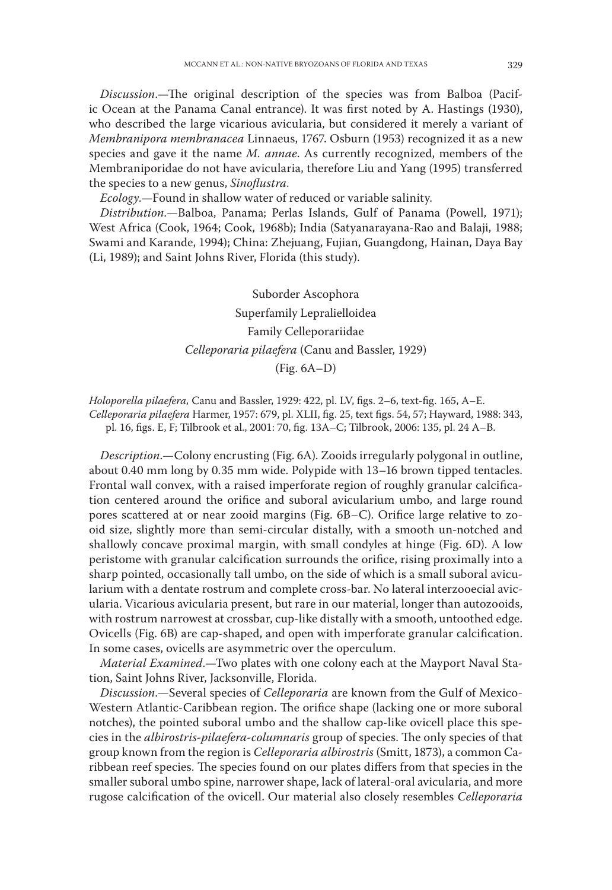*Discussion*.—The original description of the species was from Balboa (Pacific Ocean at the Panama Canal entrance). It was first noted by A. Hastings (1930), who described the large vicarious avicularia, but considered it merely a variant of *Membranipora membranacea* Linnaeus, 1767. Osburn (1953) recognized it as a new species and gave it the name *M. annae*. As currently recognized, members of the Membraniporidae do not have avicularia, therefore Liu and Yang (1995) transferred the species to a new genus, *Sinoflustra*.

*Ecology*.—Found in shallow water of reduced or variable salinity.

*Distribution*.—Balboa, Panama; Perlas Islands, Gulf of Panama (Powell, 1971); West Africa (Cook, 1964; Cook, 1968b); India (Satyanarayana-Rao and Balaji, 1988; Swami and Karande, 1994); China: Zhejuang, Fujian, Guangdong, Hainan, Daya Bay (Li, 1989); and Saint Johns River, Florida (this study).

Suborder Ascophora

Superfamily Lepralielloidea

Family Celleporariidae

*Celleporaria pilaefera* (Canu and Bassler, 1929)

(Fig. 6A–D)

*Holoporella pilaefera,* Canu and Bassler, 1929: 422, pl. LV, figs. 2–6, text-fig. 165, A–E.
*Celleporaria pilaefera* Harmer, 1957: 679, pl. XLII, fig. 25, text figs. 54, 57; Hayward, 1988: 343, pl. 16, figs. E, F; Tilbrook et al., 2001: 70, fig. 13A–C; Tilbrook, 2006: 135, pl. 24 A–B.

*Description*.—Colony encrusting (Fig. 6A). Zooids irregularly polygonal in outline, about 0.40 mm long by 0.35 mm wide. Polypide with 13–16 brown tipped tentacles. Frontal wall convex, with a raised imperforate region of roughly granular calcification centered around the orifice and suboral avicularium umbo, and large round pores scattered at or near zooid margins (Fig. 6B–C). Orifice large relative to zooid size, slightly more than semi-circular distally, with a smooth un-notched and shallowly concave proximal margin, with small condyles at hinge (Fig. 6D). A low peristome with granular calcification surrounds the orifice, rising proximally into a sharp pointed, occasionally tall umbo, on the side of which is a small suboral avicularium with a dentate rostrum and complete cross-bar. No lateral interzooecial avicularia. Vicarious avicularia present, but rare in our material, longer than autozooids, with rostrum narrowest at crossbar, cup-like distally with a smooth, untoothed edge. Ovicells (Fig. 6B) are cap-shaped, and open with imperforate granular calcification. In some cases, ovicells are asymmetric over the operculum.

*Material Examined*.—Two plates with one colony each at the Mayport Naval Station, Saint Johns River, Jacksonville, Florida.

*Discussion*.—Several species of *Celleporaria* are known from the Gulf of Mexico-Western Atlantic-Caribbean region. The orifice shape (lacking one or more suboral notches), the pointed suboral umbo and the shallow cap-like ovicell place this species in the *albirostris-pilaefera-columnaris* group of species. The only species of that group known from the region is *Celleporaria albirostris* (Smitt, 1873), a common Caribbean reef species. The species found on our plates differs from that species in the smaller suboral umbo spine, narrower shape, lack of lateral-oral avicularia, and more rugose calcification of the ovicell. Our material also closely resembles *Celleporaria*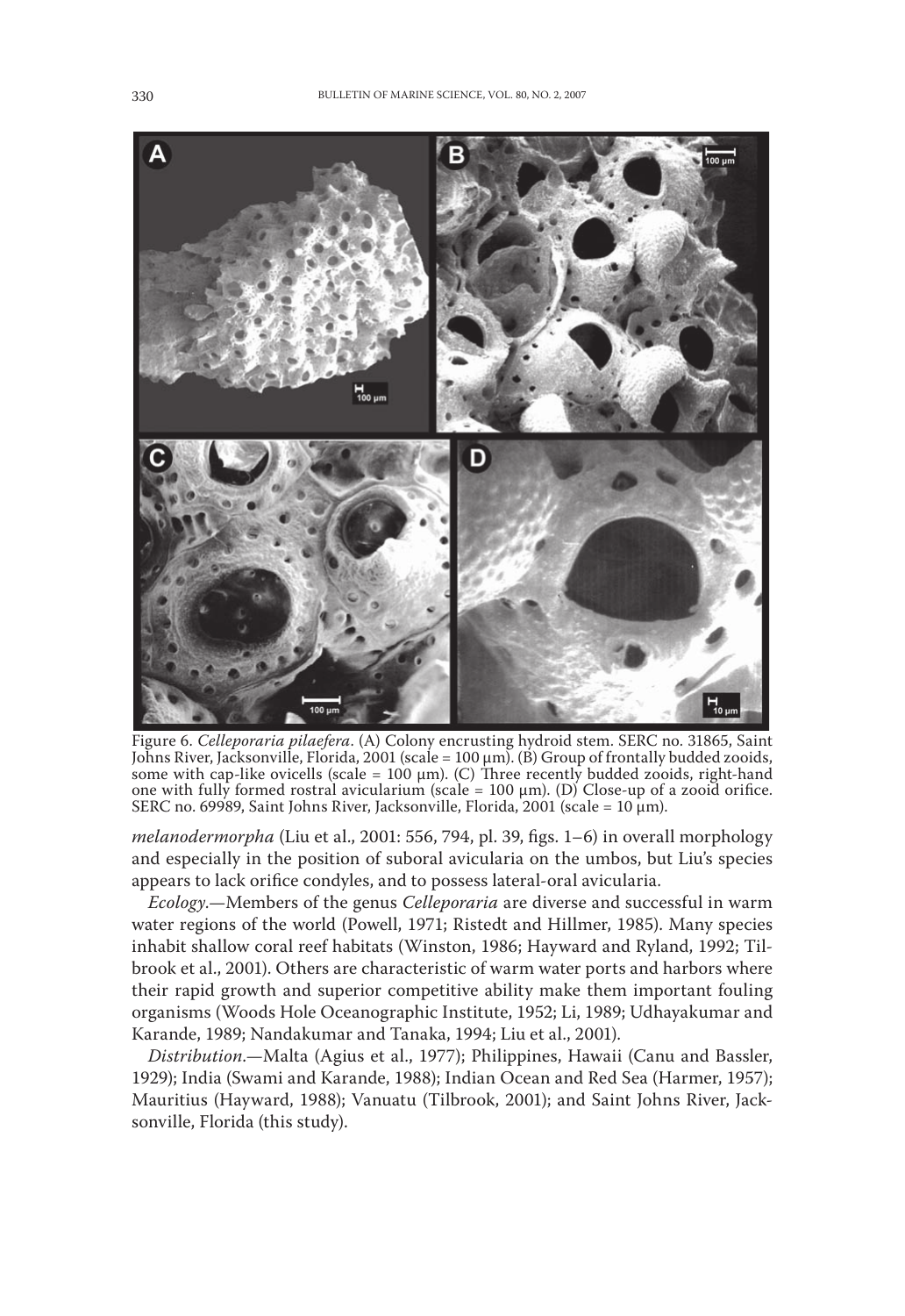Figure 6. *Celleporaria pilaefera*. (A) Colony encrusting hydroid stem. SERC no. 31865, Saint Johns River, Jacksonville, Florida, 2001 (scale = 100 µm). (B) Group of frontally budded zooids, some with cap-like ovicells (scale = 100 µm). (C) Three recently budded zooids, right-hand one with fully formed rostral avicularium (scale = 100 µm). (D) Close-up of a zooid orifice. SERC no. 69989, Saint Johns River, Jacksonville, Florida, 2001 (scale = 10 µm).

*melanodermorpha* (Liu et al., 2001: 556, 794, pl. 39, figs. 1–6) in overall morphology and especially in the position of suboral avicularia on the umbos, but Liu's species appears to lack orifice condyles, and to possess lateral-oral avicularia.

*Ecology*.—Members of the genus *Celleporaria* are diverse and successful in warm water regions of the world (Powell, 1971; Ristedt and Hillmer, 1985). Many species inhabit shallow coral reef habitats (Winston, 1986; Hayward and Ryland, 1992; Tilbrook et al., 2001). Others are characteristic of warm water ports and harbors where their rapid growth and superior competitive ability make them important fouling organisms (Woods Hole Oceanographic Institute, 1952; Li, 1989; Udhayakumar and Karande, 1989; Nandakumar and Tanaka, 1994; Liu et al., 2001).

*Distribution*.—Malta (Agius et al., 1977); Philippines, Hawaii (Canu and Bassler, 1929); India (Swami and Karande, 1988); Indian Ocean and Red Sea (Harmer, 1957); Mauritius (Hayward, 1988); Vanuatu (Tilbrook, 2001); and Saint Johns River, Jacksonville, Florida (this study).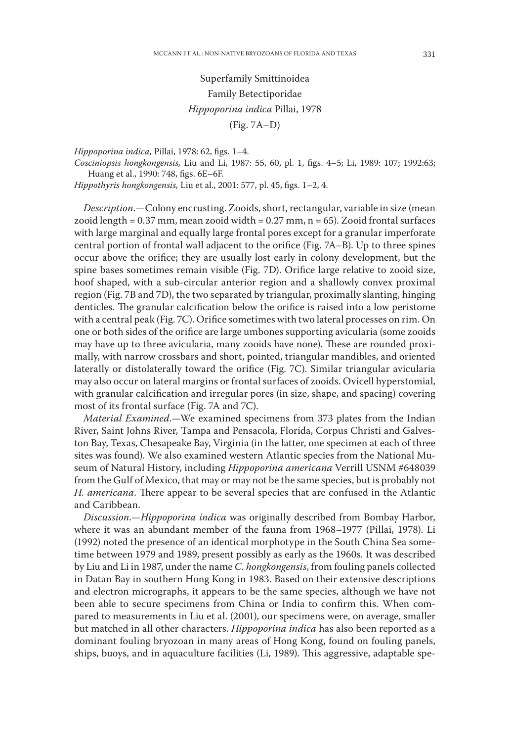Superfamily Smittinoidea

Family Betectiporidae

*Hippoporina indica* Pillai, 1978

(Fig. 7A–D)

*Hippoporina indica,* Pillai, 1978: 62, figs. 1–4.

*Cosciniopsis hongkongensis,* Liu and Li, 1987: 55, 60, pl. 1, figs. 4–5; Li, 1989: 107; 1992:63; Huang et al., 1990: 748, figs. 6E–6F.

*Hippothyris hongkongensis,* Liu et al., 2001: 577, pl. 45, figs. 1–2, 4.

*Description*.—Colony encrusting. Zooids, short, rectangular, variable in size (mean zooid length = 0.37 mm, mean zooid width = 0.27 mm, n = 65). Zooid frontal surfaces with large marginal and equally large frontal pores except for a granular imperforate central portion of frontal wall adjacent to the orifice (Fig. 7A–B). Up to three spines occur above the orifice; they are usually lost early in colony development, but the spine bases sometimes remain visible (Fig. 7D). Orifice large relative to zooid size, hoof shaped, with a sub-circular anterior region and a shallowly convex proximal region (Fig. 7B and 7D), the two separated by triangular, proximally slanting, hinging denticles. The granular calcification below the orifice is raised into a low peristome with a central peak (Fig. 7C). Orifice sometimes with two lateral processes on rim. On one or both sides of the orifice are large umbones supporting avicularia (some zooids may have up to three avicularia, many zooids have none). These are rounded proximally, with narrow crossbars and short, pointed, triangular mandibles, and oriented laterally or distolaterally toward the orifice (Fig. 7C). Similar triangular avicularia may also occur on lateral margins or frontal surfaces of zooids. Ovicell hyperstomial, with granular calcification and irregular pores (in size, shape, and spacing) covering most of its frontal surface (Fig. 7A and 7C).

*Material Examined*.—We examined specimens from 373 plates from the Indian River, Saint Johns River, Tampa and Pensacola, Florida, Corpus Christi and Galveston Bay, Texas, Chesapeake Bay, Virginia (in the latter, one specimen at each of three sites was found). We also examined western Atlantic species from the National Museum of Natural History, including *Hippoporina americana* Verrill USNM #648039 from the Gulf of Mexico, that may or may not be the same species, but is probably not *H. americana*. There appear to be several species that are confused in the Atlantic and Caribbean.

*Discussion*.—*Hippoporina indica* was originally described from Bombay Harbor, where it was an abundant member of the fauna from 1968–1977 (Pillai, 1978). Li (1992) noted the presence of an identical morphotype in the South China Sea sometime between 1979 and 1989, present possibly as early as the 1960s. It was described by Liu and Li in 1987, under the name *C. hongkongensis*, from fouling panels collected in Datan Bay in southern Hong Kong in 1983. Based on their extensive descriptions and electron micrographs, it appears to be the same species, although we have not been able to secure specimens from China or India to confirm this. When compared to measurements in Liu et al. (2001), our specimens were, on average, smaller but matched in all other characters. *Hippoporina indica* has also been reported as a dominant fouling bryozoan in many areas of Hong Kong, found on fouling panels, ships, buoys, and in aquaculture facilities (Li, 1989). This aggressive, adaptable spe-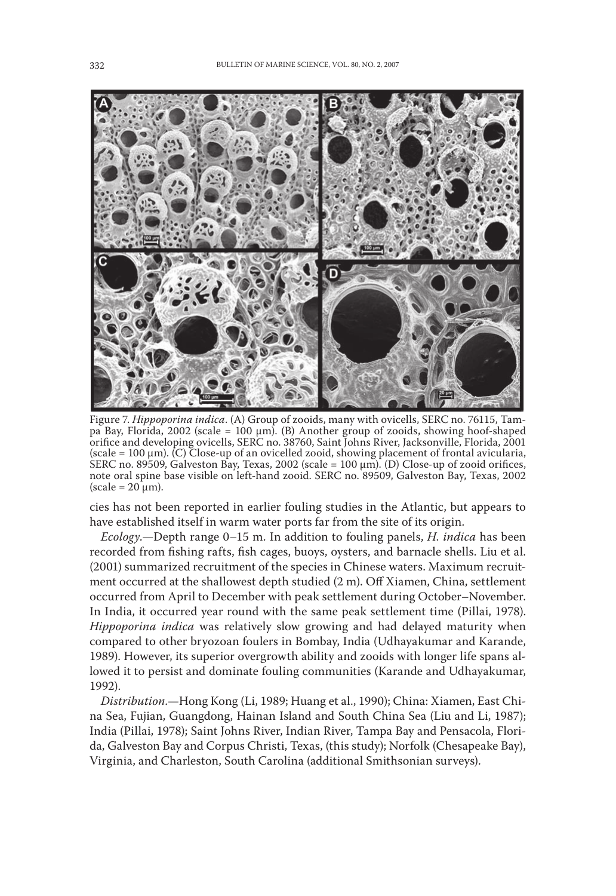Figure 7. *Hippoporina indica*. (A) Group of zooids, many with ovicells, SERC no. 76115, Tampa Bay, Florida, 2002 (scale = 100 μm). (B) Another group of zooids, showing hoof-shaped orifice and developing ovicells, SERC no. 38760, Saint Johns River, Jacksonville, Florida, 2001 (scale = 100 μm). (C) Close-up of an ovicelled zooid, showing placement of frontal avicularia, SERC no. 89509, Galveston Bay, Texas, 2002 (scale = 100 μm). (D) Close-up of zooid orifices, note oral spine base visible on left-hand zooid. SERC no. 89509, Galveston Bay, Texas, 2002 (scale = 20 μm).

cies has not been reported in earlier fouling studies in the Atlantic, but appears to have established itself in warm water ports far from the site of its origin.

*Ecology*.—Depth range 0–15 m. In addition to fouling panels, *H. indica* has been recorded from fishing rafts, fish cages, buoys, oysters, and barnacle shells. Liu et al. (2001) summarized recruitment of the species in Chinese waters. Maximum recruitment occurred at the shallowest depth studied (2 m). Off Xiamen, China, settlement occurred from April to December with peak settlement during October–November. In India, it occurred year round with the same peak settlement time (Pillai, 1978). *Hippoporina indica* was relatively slow growing and had delayed maturity when compared to other bryozoan foulers in Bombay, India (Udhayakumar and Karande, 1989). However, its superior overgrowth ability and zooids with longer life spans allowed it to persist and dominate fouling communities (Karande and Udhayakumar, 1992).

*Distribution*.—Hong Kong (Li, 1989; Huang et al., 1990); China: Xiamen, East China Sea, Fujian, Guangdong, Hainan Island and South China Sea (Liu and Li, 1987); India (Pillai, 1978); Saint Johns River, Indian River, Tampa Bay and Pensacola, Florida, Galveston Bay and Corpus Christi, Texas, (this study); Norfolk (Chesapeake Bay), Virginia, and Charleston, South Carolina (additional Smithsonian surveys).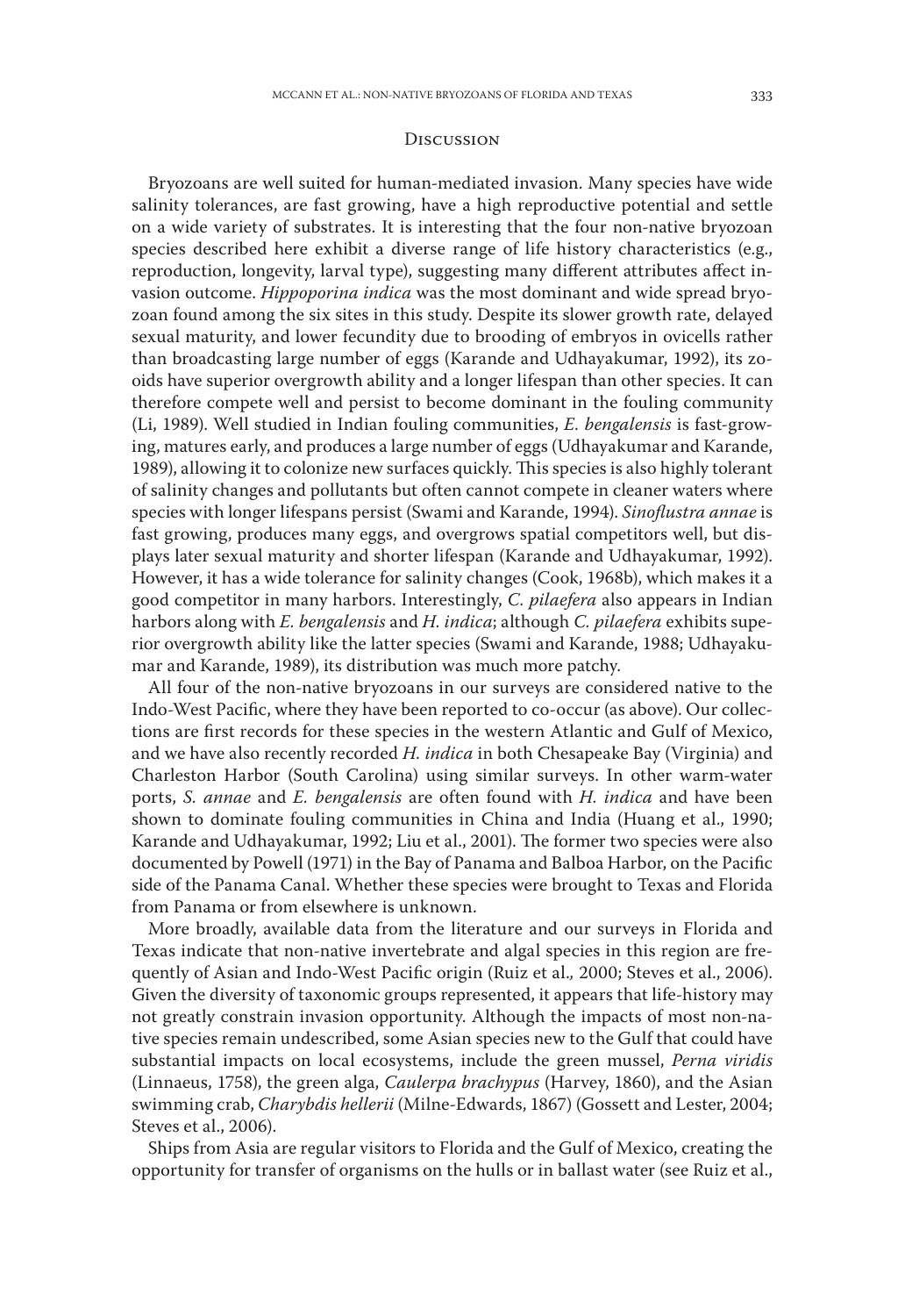## Discussion

Bryozoans are well suited for human-mediated invasion. Many species have wide salinity tolerances, are fast growing, have a high reproductive potential and settle on a wide variety of substrates. It is interesting that the four non-native bryozoan species described here exhibit a diverse range of life history characteristics (e.g., reproduction, longevity, larval type), suggesting many different attributes affect invasion outcome. *Hippoporina indica* was the most dominant and wide spread bryozoan found among the six sites in this study. Despite its slower growth rate, delayed sexual maturity, and lower fecundity due to brooding of embryos in ovicells rather than broadcasting large number of eggs (Karande and Udhayakumar, 1992), its zooids have superior overgrowth ability and a longer lifespan than other species. It can therefore compete well and persist to become dominant in the fouling community (Li, 1989). Well studied in Indian fouling communities, *E. bengalensis* is fast-growing, matures early, and produces a large number of eggs (Udhayakumar and Karande, 1989), allowing it to colonize new surfaces quickly. This species is also highly tolerant of salinity changes and pollutants but often cannot compete in cleaner waters where species with longer lifespans persist (Swami and Karande, 1994). *Sinoflustra annae* is fast growing, produces many eggs, and overgrows spatial competitors well, but displays later sexual maturity and shorter lifespan (Karande and Udhayakumar, 1992). However, it has a wide tolerance for salinity changes (Cook, 1968b), which makes it a good competitor in many harbors. Interestingly, *C. pilaefera* also appears in Indian harbors along with *E. bengalensis* and *H. indica*; although *C. pilaefera* exhibits superior overgrowth ability like the latter species (Swami and Karande, 1988; Udhayakumar and Karande, 1989), its distribution was much more patchy.

All four of the non-native bryozoans in our surveys are considered native to the Indo-West Pacific, where they have been reported to co-occur (as above). Our collections are first records for these species in the western Atlantic and Gulf of Mexico, and we have also recently recorded *H. indica* in both Chesapeake Bay (Virginia) and Charleston Harbor (South Carolina) using similar surveys. In other warm-water ports, *S. annae* and *E. bengalensis* are often found with *H. indica* and have been shown to dominate fouling communities in China and India (Huang et al., 1990; Karande and Udhayakumar, 1992; Liu et al., 2001). The former two species were also documented by Powell (1971) in the Bay of Panama and Balboa Harbor, on the Pacific side of the Panama Canal. Whether these species were brought to Texas and Florida from Panama or from elsewhere is unknown.

More broadly, available data from the literature and our surveys in Florida and Texas indicate that non-native invertebrate and algal species in this region are frequently of Asian and Indo-West Pacific origin (Ruiz et al., 2000; Steves et al., 2006). Given the diversity of taxonomic groups represented, it appears that life-history may not greatly constrain invasion opportunity. Although the impacts of most non-native species remain undescribed, some Asian species new to the Gulf that could have substantial impacts on local ecosystems, include the green mussel, *Perna viridis* (Linnaeus, 1758), the green alga, *Caulerpa brachypus* (Harvey, 1860), and the Asian swimming crab, *Charybdis hellerii* (Milne-Edwards, 1867) (Gossett and Lester, 2004; Steves et al., 2006).

Ships from Asia are regular visitors to Florida and the Gulf of Mexico, creating the opportunity for transfer of organisms on the hulls or in ballast water (see Ruiz et al.,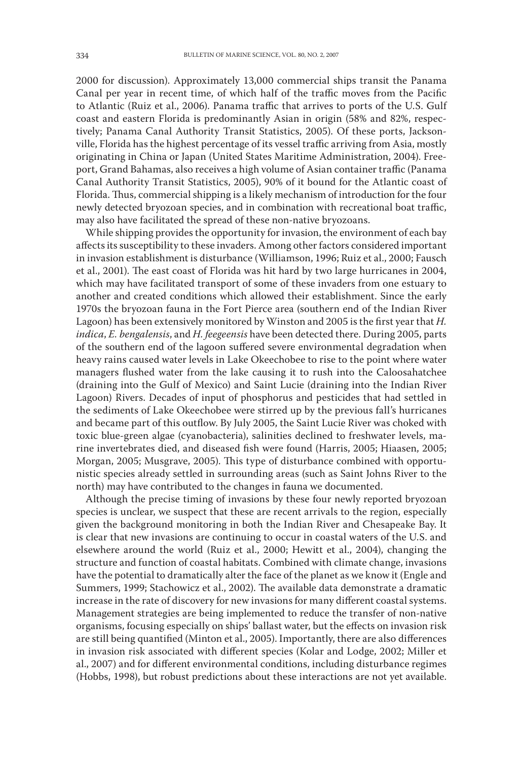2000 for discussion). Approximately 13,000 commercial ships transit the Panama Canal per year in recent time, of which half of the traffic moves from the Pacific to Atlantic (Ruiz et al., 2006). Panama traffic that arrives to ports of the U.S. Gulf coast and eastern Florida is predominantly Asian in origin (58% and 82%, respectively; Panama Canal Authority Transit Statistics, 2005). Of these ports, Jacksonville, Florida has the highest percentage of its vessel traffic arriving from Asia, mostly originating in China or Japan (United States Maritime Administration, 2004). Freeport, Grand Bahamas, also receives a high volume of Asian container traffic (Panama Canal Authority Transit Statistics, 2005), 90% of it bound for the Atlantic coast of Florida. Thus, commercial shipping is a likely mechanism of introduction for the four newly detected bryozoan species, and in combination with recreational boat traffic, may also have facilitated the spread of these non-native bryozoans.

While shipping provides the opportunity for invasion, the environment of each bay affects its susceptibility to these invaders. Among other factors considered important in invasion establishment is disturbance (Williamson, 1996; Ruiz et al., 2000; Fausch et al., 2001). The east coast of Florida was hit hard by two large hurricanes in 2004, which may have facilitated transport of some of these invaders from one estuary to another and created conditions which allowed their establishment. Since the early 1970s the bryozoan fauna in the Fort Pierce area (southern end of the Indian River Lagoon) has been extensively monitored by Winston and 2005 is the first year that *H. indica*, *E. bengalensis*, and *H. feegeensis* have been detected there. During 2005, parts of the southern end of the lagoon suffered severe environmental degradation when heavy rains caused water levels in Lake Okeechobee to rise to the point where water managers flushed water from the lake causing it to rush into the Caloosahatchee (draining into the Gulf of Mexico) and Saint Lucie (draining into the Indian River Lagoon) Rivers. Decades of input of phosphorus and pesticides that had settled in the sediments of Lake Okeechobee were stirred up by the previous fall's hurricanes and became part of this outflow. By July 2005, the Saint Lucie River was choked with toxic blue-green algae (cyanobacteria), salinities declined to freshwater levels, marine invertebrates died, and diseased fish were found (Harris, 2005; Hiaasen, 2005; Morgan, 2005; Musgrave, 2005). This type of disturbance combined with opportunistic species already settled in surrounding areas (such as Saint Johns River to the north) may have contributed to the changes in fauna we documented.

Although the precise timing of invasions by these four newly reported bryozoan species is unclear, we suspect that these are recent arrivals to the region, especially given the background monitoring in both the Indian River and Chesapeake Bay. It is clear that new invasions are continuing to occur in coastal waters of the U.S. and elsewhere around the world (Ruiz et al., 2000; Hewitt et al., 2004), changing the structure and function of coastal habitats. Combined with climate change, invasions have the potential to dramatically alter the face of the planet as we know it (Engle and Summers, 1999; Stachowicz et al., 2002). The available data demonstrate a dramatic increase in the rate of discovery for new invasions for many different coastal systems. Management strategies are being implemented to reduce the transfer of non-native organisms, focusing especially on ships' ballast water, but the effects on invasion risk are still being quantified (Minton et al., 2005). Importantly, there are also differences in invasion risk associated with different species (Kolar and Lodge, 2002; Miller et al., 2007) and for different environmental conditions, including disturbance regimes (Hobbs, 1998), but robust predictions about these interactions are not yet available.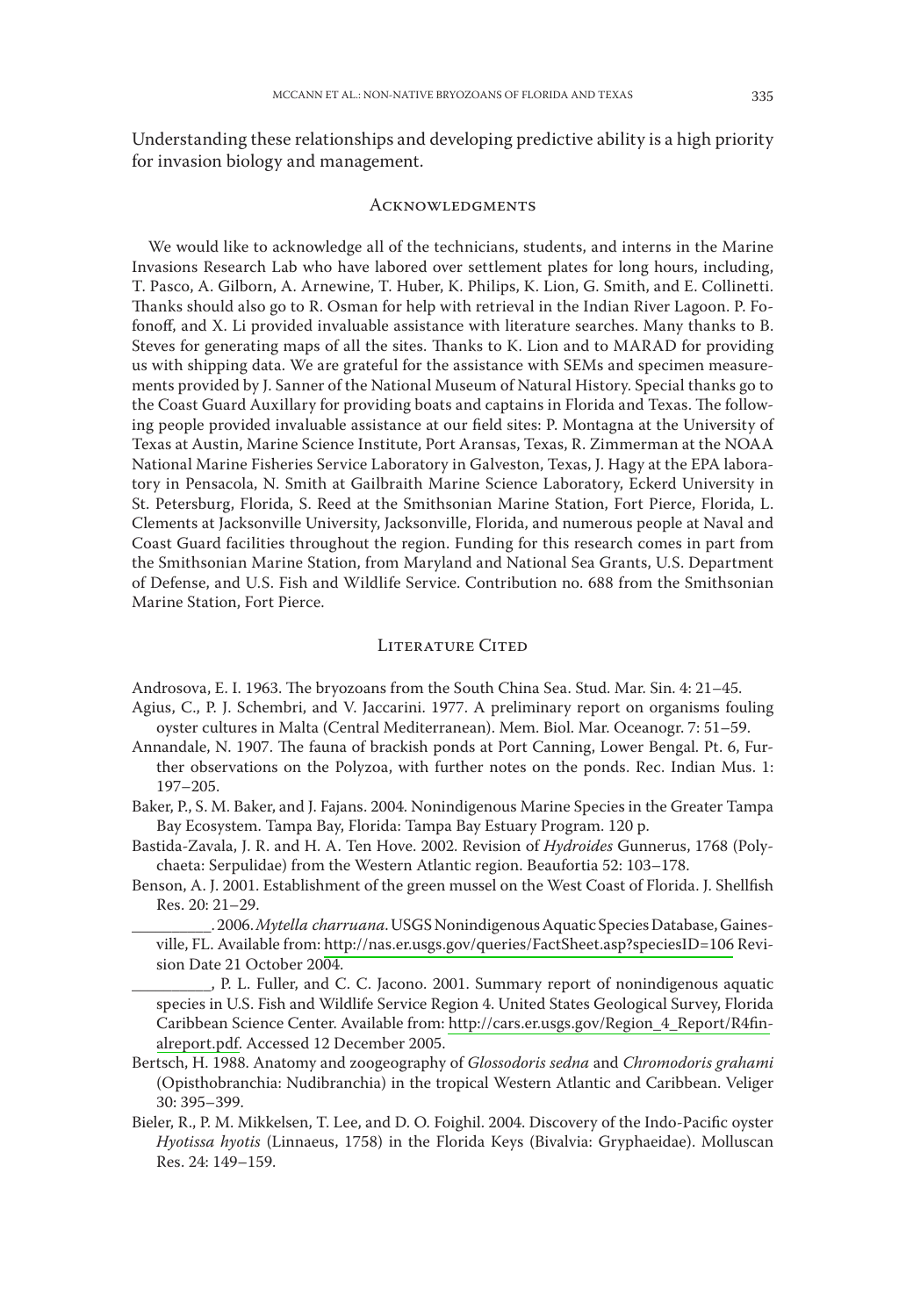Understanding these relationships and developing predictive ability is a high priority for invasion biology and management.

## Acknowledgments

We would like to acknowledge all of the technicians, students, and interns in the Marine Invasions Research Lab who have labored over settlement plates for long hours, including, T. Pasco, A. Gilborn, A. Arnewine, T. Huber, K. Philips, K. Lion, G. Smith, and E. Collinetti. Thanks should also go to R. Osman for help with retrieval in the Indian River Lagoon. P. Fofonoff, and X. Li provided invaluable assistance with literature searches. Many thanks to B. Steves for generating maps of all the sites. Thanks to K. Lion and to MARAD for providing us with shipping data. We are grateful for the assistance with SEMs and specimen measurements provided by J. Sanner of the National Museum of Natural History. Special thanks go to the Coast Guard Auxillary for providing boats and captains in Florida and Texas. The following people provided invaluable assistance at our field sites: P. Montagna at the University of Texas at Austin, Marine Science Institute, Port Aransas, Texas, R. Zimmerman at the NOAA National Marine Fisheries Service Laboratory in Galveston, Texas, J. Hagy at the EPA laboratory in Pensacola, N. Smith at Gailbraith Marine Science Laboratory, Eckerd University in St. Petersburg, Florida, S. Reed at the Smithsonian Marine Station, Fort Pierce, Florida, L. Clements at Jacksonville University, Jacksonville, Florida, and numerous people at Naval and Coast Guard facilities throughout the region. Funding for this research comes in part from the Smithsonian Marine Station, from Maryland and National Sea Grants, U.S. Department of Defense, and U.S. Fish and Wildlife Service. Contribution no. 688 from the Smithsonian Marine Station, Fort Pierce.

## Literature Cited

Androsova, E. I. 1963. The bryozoans from the South China Sea. Stud. Mar. Sin. 4: 21–45.

Agius, C., P. J. Schembri, and V. Jaccarini. 1977. A preliminary report on organisms fouling oyster cultures in Malta (Central Mediterranean). Mem. Biol. Mar. Oceanogr. 7: 51–59.

Annandale, N. 1907. The fauna of brackish ponds at Port Canning, Lower Bengal. Pt. 6, Further observations on the Polyzoa, with further notes on the ponds. Rec. Indian Mus. 1: 197–205.

Baker, P., S. M. Baker, and J. Fajans. 2004. Nonindigenous Marine Species in the Greater Tampa Bay Ecosystem. Tampa Bay, Florida: Tampa Bay Estuary Program. 120 p.

Bastida-Zavala, J. R. and H. A. Ten Hove. 2002. Revision of *Hydroides* Gunnerus, 1768 (Polychaeta: Serpulidae) from the Western Atlantic region. Beaufortia 52: 103–178.

Benson, A. J. 2001. Establishment of the green mussel on the West Coast of Florida. J. Shellfish Res. 20: 21–29.

__________. 2006. *Mytella charruana*. USGS Nonindigenous Aquatic Species Database, Gainesville, FL. Available from: http://nas.er.usgs.gov/queries/FactSheet.asp?speciesID=106 Revision Date 21 October 2004.

__________, P. L. Fuller, and C. C. Jacono. 2001. Summary report of nonindigenous aquatic species in U.S. Fish and Wildlife Service Region 4. United States Geological Survey, Florida Caribbean Science Center. Available from: http://cars.er.usgs.gov/Region_4_Report/R4finalreport.pdf. Accessed 12 December 2005.

Bertsch, H. 1988. Anatomy and zoogeography of *Glossodoris sedna* and *Chromodoris grahami* (Opisthobranchia: Nudibranchia) in the tropical Western Atlantic and Caribbean. Veliger 30: 395–399.

Bieler, R., P. M. Mikkelsen, T. Lee, and D. O. Foighil. 2004. Discovery of the Indo-Pacific oyster *Hyotissa hyotis* (Linnaeus, 1758) in the Florida Keys (Bivalvia: Gryphaeidae). Molluscan Res. 24: 149–159.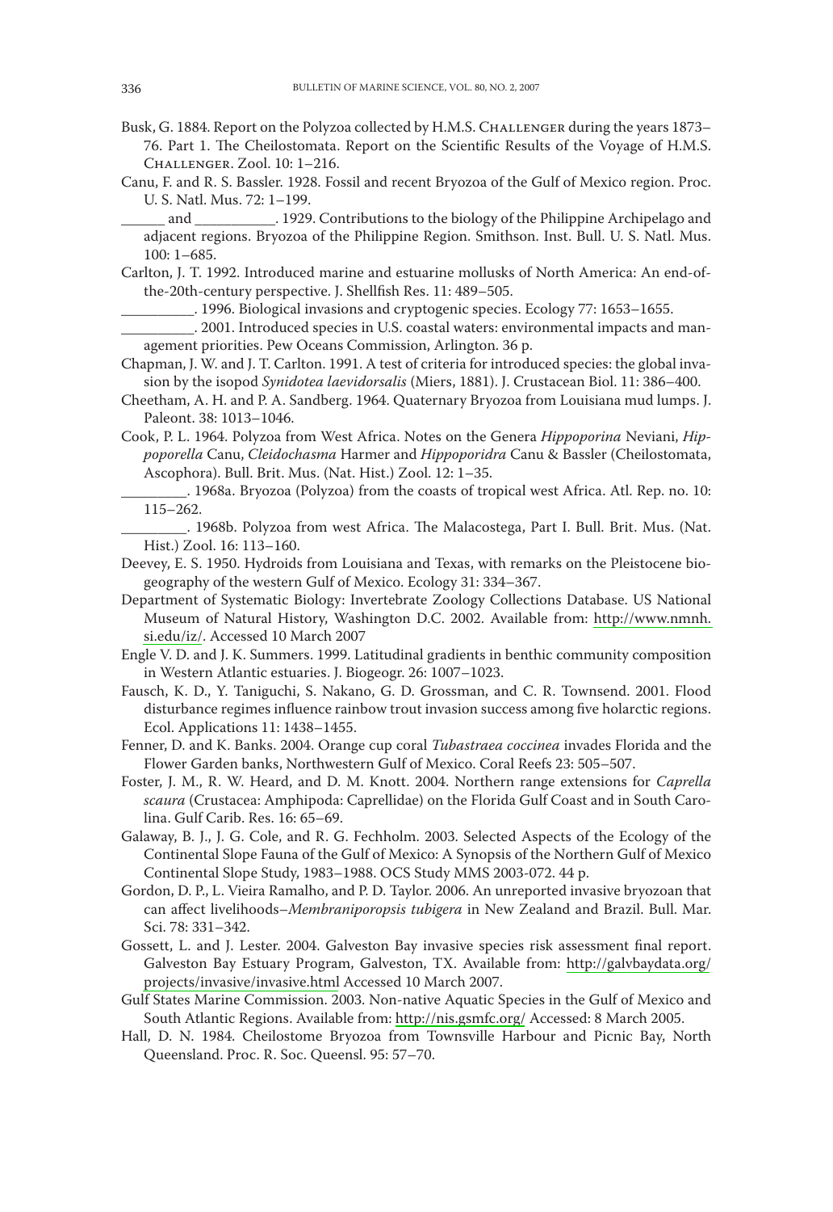Busk, G. 1884. Report on the Polyzoa collected by H.M.S. Challenger during the years 1873–76. Part 1. The Cheilostomata. Report on the Scientific Results of the Voyage of H.M.S. Challenger. Zool. 10: 1–216.

Canu, F. and R. S. Bassler. 1928. Fossil and recent Bryozoa of the Gulf of Mexico region. Proc. U. S. Natl. Mus. 72: 1–199.

______ and ___________. 1929. Contributions to the biology of the Philippine Archipelago and adjacent regions. Bryozoa of the Philippine Region. Smithson. Inst. Bull. U. S. Natl. Mus. 100: 1–685.

Carlton, J. T. 1992. Introduced marine and estuarine mollusks of North America: An end-of-the-20th-century perspective. J. Shellfish Res. 11: 489–505.

__________. 1996. Biological invasions and cryptogenic species. Ecology 77: 1653–1655.

__________. 2001. Introduced species in U.S. coastal waters: environmental impacts and management priorities. Pew Oceans Commission, Arlington. 36 p.

Chapman, J. W. and J. T. Carlton. 1991. A test of criteria for introduced species: the global invasion by the isopod *Synidotea laevidorsalis* (Miers, 1881). J. Crustacean Biol. 11: 386–400.

Cheetham, A. H. and P. A. Sandberg. 1964. Quaternary Bryozoa from Louisiana mud lumps. J. Paleont. 38: 1013–1046.

Cook, P. L. 1964. Polyzoa from West Africa. Notes on the Genera *Hippoporina* Neviani, *Hippoporella* Canu, *Cleidochasma* Harmer and *Hippoporidra* Canu & Bassler (Cheilostomata, Ascophora). Bull. Brit. Mus. (Nat. Hist.) Zool. 12: 1–35.

_________. 1968a. Bryozoa (Polyzoa) from the coasts of tropical west Africa. Atl. Rep. no. 10: 115–262.

_________. 1968b. Polyzoa from west Africa. The Malacostega, Part I. Bull. Brit. Mus. (Nat. Hist.) Zool. 16: 113–160.

Deevey, E. S. 1950. Hydroids from Louisiana and Texas, with remarks on the Pleistocene biogeography of the western Gulf of Mexico. Ecology 31: 334–367.

Department of Systematic Biology: Invertebrate Zoology Collections Database. US National Museum of Natural History, Washington D.C. 2002. Available from: http://www.nmnh.si.edu/iz/. Accessed 10 March 2007

Engle V. D. and J. K. Summers. 1999. Latitudinal gradients in benthic community composition in Western Atlantic estuaries. J. Biogeogr. 26: 1007–1023.

Fausch, K. D., Y. Taniguchi, S. Nakano, G. D. Grossman, and C. R. Townsend. 2001. Flood disturbance regimes influence rainbow trout invasion success among five holarctic regions. Ecol. Applications 11: 1438–1455.

Fenner, D. and K. Banks. 2004. Orange cup coral *Tubastraea coccinea* invades Florida and the Flower Garden banks, Northwestern Gulf of Mexico. Coral Reefs 23: 505–507.

Foster, J. M., R. W. Heard, and D. M. Knott. 2004. Northern range extensions for *Caprella scaura* (Crustacea: Amphipoda: Caprellidae) on the Florida Gulf Coast and in South Carolina. Gulf Carib. Res. 16: 65–69.

Galaway, B. J., J. G. Cole, and R. G. Fechholm. 2003. Selected Aspects of the Ecology of the Continental Slope Fauna of the Gulf of Mexico: A Synopsis of the Northern Gulf of Mexico Continental Slope Study, 1983–1988. OCS Study MMS 2003-072. 44 p.

Gordon, D. P., L. Vieira Ramalho, and P. D. Taylor. 2006. An unreported invasive bryozoan that can affect livelihoods–*Membraniporopsis tubigera* in New Zealand and Brazil. Bull. Mar. Sci. 78: 331–342.

Gossett, L. and J. Lester. 2004. Galveston Bay invasive species risk assessment final report. Galveston Bay Estuary Program, Galveston, TX. Available from: http://galvbaydata.org/projects/invasive/invasive.html Accessed 10 March 2007.

Gulf States Marine Commission. 2003. Non-native Aquatic Species in the Gulf of Mexico and South Atlantic Regions. Available from: http://nis.gsmfc.org/ Accessed: 8 March 2005.

Hall, D. N. 1984. Cheilostome Bryozoa from Townsville Harbour and Picnic Bay, North Queensland. Proc. R. Soc. Queensl. 95: 57–70.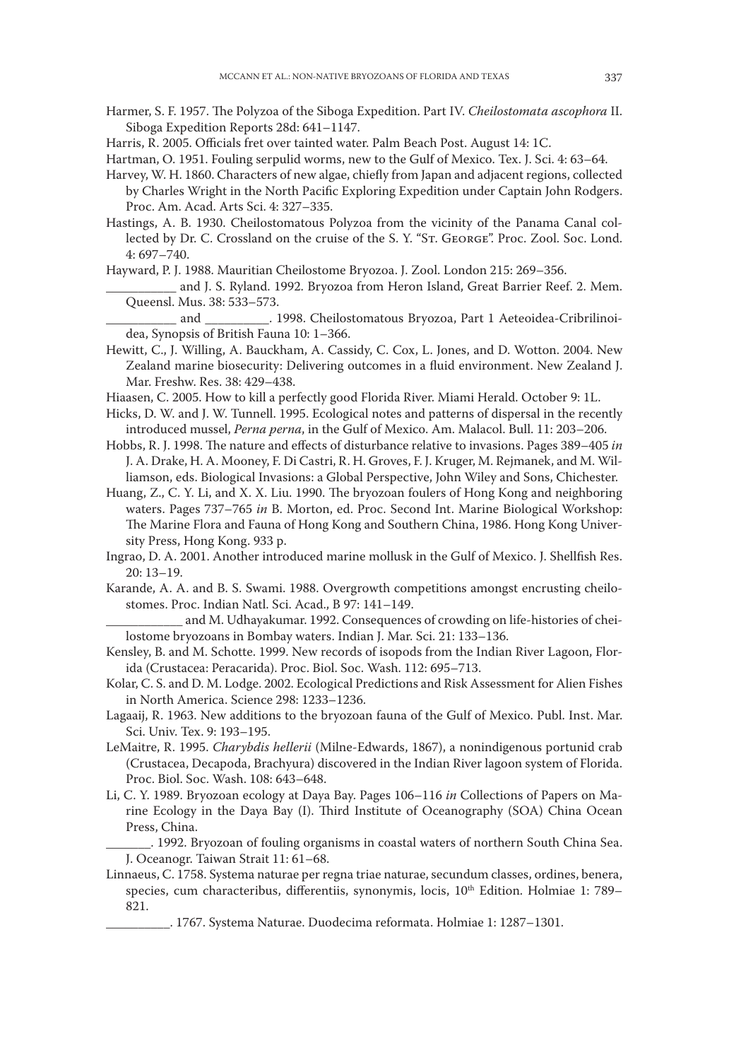Harmer, S. F. 1957. The Polyzoa of the Siboga Expedition. Part IV. *Cheilostomata ascophora* II. Siboga Expedition Reports 28d: 641–1147.

Harris, R. 2005. Officials fret over tainted water. Palm Beach Post. August 14: 1C.

Hartman, O. 1951. Fouling serpulid worms, new to the Gulf of Mexico. Tex. J. Sci. 4: 63–64.

Harvey, W. H. 1860. Characters of new algae, chiefly from Japan and adjacent regions, collected by Charles Wright in the North Pacific Exploring Expedition under Captain John Rodgers. Proc. Am. Acad. Arts Sci. 4: 327–335.

Hastings, A. B. 1930. Cheilostomatous Polyzoa from the vicinity of the Panama Canal collected by Dr. C. Crossland on the cruise of the S. Y. "St. George". Proc. Zool. Soc. Lond. 4: 697–740.

Hayward, P. J. 1988. Mauritian Cheilostome Bryozoa. J. Zool. London 215: 269–356.

___________ and J. S. Ryland. 1992. Bryozoa from Heron Island, Great Barrier Reef. 2. Mem. Queensl. Mus. 38: 533–573.

___________ and __________. 1998. Cheilostomatous Bryozoa, Part 1 Aeteoidea-Cribrilinoidea, Synopsis of British Fauna 10: 1–366.

Hewitt, C., J. Willing, A. Bauckham, A. Cassidy, C. Cox, L. Jones, and D. Wotton. 2004. New Zealand marine biosecurity: Delivering outcomes in a fluid environment. New Zealand J. Mar. Freshw. Res. 38: 429–438.

Hiaasen, C. 2005. How to kill a perfectly good Florida River. Miami Herald. October 9: 1L.

Hicks, D. W. and J. W. Tunnell. 1995. Ecological notes and patterns of dispersal in the recently introduced mussel, *Perna perna*, in the Gulf of Mexico. Am. Malacol. Bull. 11: 203–206.

Hobbs, R. J. 1998. The nature and effects of disturbance relative to invasions. Pages 389–405 *in* J. A. Drake, H. A. Mooney, F. Di Castri, R. H. Groves, F. J. Kruger, M. Rejmanek, and M. Williamson, eds. Biological Invasions: a Global Perspective, John Wiley and Sons, Chichester.

Huang, Z., C. Y. Li, and X. X. Liu. 1990. The bryozoan foulers of Hong Kong and neighboring waters. Pages 737–765 *in* B. Morton, ed. Proc. Second Int. Marine Biological Workshop: The Marine Flora and Fauna of Hong Kong and Southern China, 1986. Hong Kong University Press, Hong Kong. 933 p.

Ingrao, D. A. 2001. Another introduced marine mollusk in the Gulf of Mexico. J. Shellfish Res. 20: 13–19.

Karande, A. A. and B. S. Swami. 1988. Overgrowth competitions amongst encrusting cheilostomes. Proc. Indian Natl. Sci. Acad., B 97: 141–149.

____________ and M. Udhayakumar. 1992. Consequences of crowding on life-histories of cheilostome bryozoans in Bombay waters. Indian J. Mar. Sci. 21: 133–136.

Kensley, B. and M. Schotte. 1999. New records of isopods from the Indian River Lagoon, Florida (Crustacea: Peracarida). Proc. Biol. Soc. Wash. 112: 695–713.

Kolar, C. S. and D. M. Lodge. 2002. Ecological Predictions and Risk Assessment for Alien Fishes in North America. Science 298: 1233–1236.

Lagaaij, R. 1963. New additions to the bryozoan fauna of the Gulf of Mexico. Publ. Inst. Mar. Sci. Univ. Tex. 9: 193–195.

LeMaitre, R. 1995. *Charybdis hellerii* (Milne-Edwards, 1867), a nonindigenous portunid crab (Crustacea, Decapoda, Brachyura) discovered in the Indian River lagoon system of Florida. Proc. Biol. Soc. Wash. 108: 643–648.

Li, C. Y. 1989. Bryozoan ecology at Daya Bay. Pages 106–116 *in* Collections of Papers on Marine Ecology in the Daya Bay (I). Third Institute of Oceanography (SOA) China Ocean Press, China.

_______. 1992. Bryozoan of fouling organisms in coastal waters of northern South China Sea. J. Oceanogr. Taiwan Strait 11: 61–68.

Linnaeus, C. 1758. Systema naturae per regna triae naturae, secundum classes, ordines, benera, species, cum characteribus, differentiis, synonymis, locis, 10th Edition. Holmiae 1: 789–821.

__________. 1767. Systema Naturae. Duodecima reformata. Holmiae 1: 1287–1301.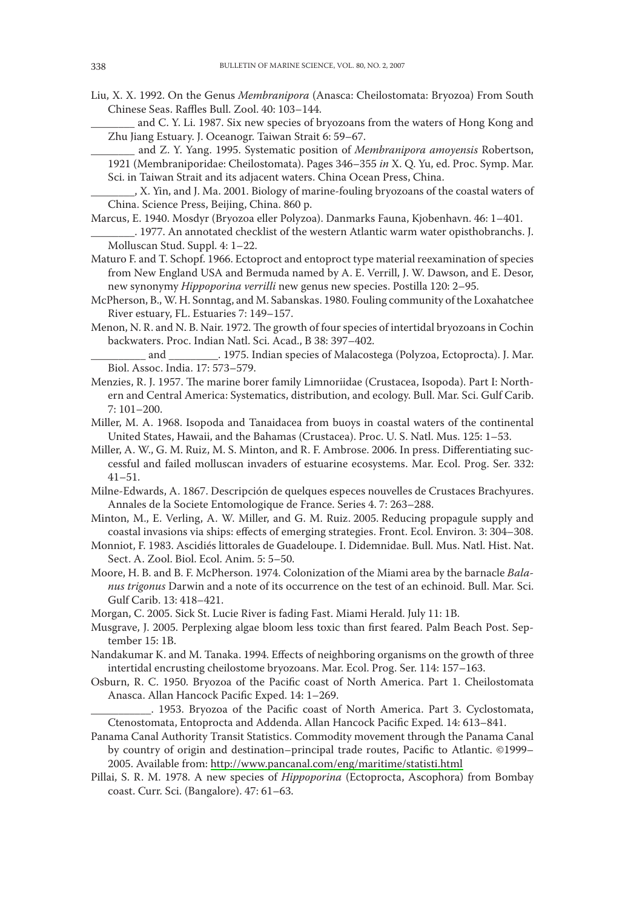Liu, X. X. 1992. On the Genus *Membranipora* (Anasca: Cheilostomata: Bryozoa) From South Chinese Seas. Raffles Bull. Zool. 40: 103–144.

________ and C. Y. Li. 1987. Six new species of bryozoans from the waters of Hong Kong and Zhu Jiang Estuary. J. Oceanogr. Taiwan Strait 6: 59–67.

________ and Z. Y. Yang. 1995. Systematic position of *Membranipora amoyensis* Robertson, 1921 (Membraniporidae: Cheilostomata). Pages 346–355 *in* X. Q. Yu, ed. Proc. Symp. Mar. Sci. in Taiwan Strait and its adjacent waters. China Ocean Press, China.

________, X. Yin, and J. Ma. 2001. Biology of marine-fouling bryozoans of the coastal waters of China. Science Press, Beijing, China. 860 p.

Marcus, E. 1940. Mosdyr (Bryozoa eller Polyzoa). Danmarks Fauna, Kjobenhavn. 46: 1–401.

________. 1977. An annotated checklist of the western Atlantic warm water opisthobranchs. J. Molluscan Stud. Suppl. 4: 1–22.

Maturo F. and T. Schopf. 1966. Ectoproct and entoproct type material reexamination of species from New England USA and Bermuda named by A. E. Verrill, J. W. Dawson, and E. Desor, new synonymy *Hippoporina verrilli* new genus new species. Postilla 120: 2–95.

McPherson, B., W. H. Sonntag, and M. Sabanskas. 1980. Fouling community of the Loxahatchee River estuary, FL. Estuaries 7: 149–157.

Menon, N. R. and N. B. Nair. 1972. The growth of four species of intertidal bryozoans in Cochin backwaters. Proc. Indian Natl. Sci. Acad., B 38: 397–402.

__________ and _________. 1975. Indian species of Malacostega (Polyzoa, Ectoprocta). J. Mar. Biol. Assoc. India. 17: 573–579.

Menzies, R. J. 1957. The marine borer family Limnoriidae (Crustacea, Isopoda). Part I: Northern and Central America: Systematics, distribution, and ecology. Bull. Mar. Sci. Gulf Carib. 7: 101–200.

Miller, M. A. 1968. Isopoda and Tanaidacea from buoys in coastal waters of the continental United States, Hawaii, and the Bahamas (Crustacea). Proc. U. S. Natl. Mus. 125: 1–53.

Miller, A. W., G. M. Ruiz, M. S. Minton, and R. F. Ambrose. 2006. In press. Differentiating successful and failed molluscan invaders of estuarine ecosystems. Mar. Ecol. Prog. Ser. 332: 41–51.

Milne-Edwards, A. 1867. Descripción de quelques especes nouvelles de Crustaces Brachyures. Annales de la Societe Entomologique de France. Series 4. 7: 263–288.

Minton, M., E. Verling, A. W. Miller, and G. M. Ruiz. 2005. Reducing propagule supply and coastal invasions via ships: effects of emerging strategies. Front. Ecol. Environ. 3: 304–308.

Monniot, F. 1983. Ascidiés littorales de Guadeloupe. I. Didemnidae. Bull. Mus. Natl. Hist. Nat. Sect. A. Zool. Biol. Ecol. Anim. 5: 5–50.

Moore, H. B. and B. F. McPherson. 1974. Colonization of the Miami area by the barnacle *Balanus trigonus* Darwin and a note of its occurrence on the test of an echinoid. Bull. Mar. Sci. Gulf Carib. 13: 418–421.

Morgan, C. 2005. Sick St. Lucie River is fading Fast. Miami Herald. July 11: 1B.

Musgrave, J. 2005. Perplexing algae bloom less toxic than first feared. Palm Beach Post. September 15: 1B.

Nandakumar K. and M. Tanaka. 1994. Effects of neighboring organisms on the growth of three intertidal encrusting cheilostome bryozoans. Mar. Ecol. Prog. Ser. 114: 157–163.

Osburn, R. C. 1950. Bryozoa of the Pacific coast of North America. Part 1. Cheilostomata Anasca. Allan Hancock Pacific Exped. 14: 1–269.

___________. 1953. Bryozoa of the Pacific coast of North America. Part 3. Cyclostomata, Ctenostomata, Entoprocta and Addenda. Allan Hancock Pacific Exped. 14: 613–841.

Panama Canal Authority Transit Statistics. Commodity movement through the Panama Canal by country of origin and destination–principal trade routes, Pacific to Atlantic. ©1999–2005. Available from: http://www.pancanal.com/eng/maritime/statisti.html

Pillai, S. R. M. 1978. A new species of *Hippoporina* (Ectoprocta, Ascophora) from Bombay coast. Curr. Sci. (Bangalore). 47: 61–63.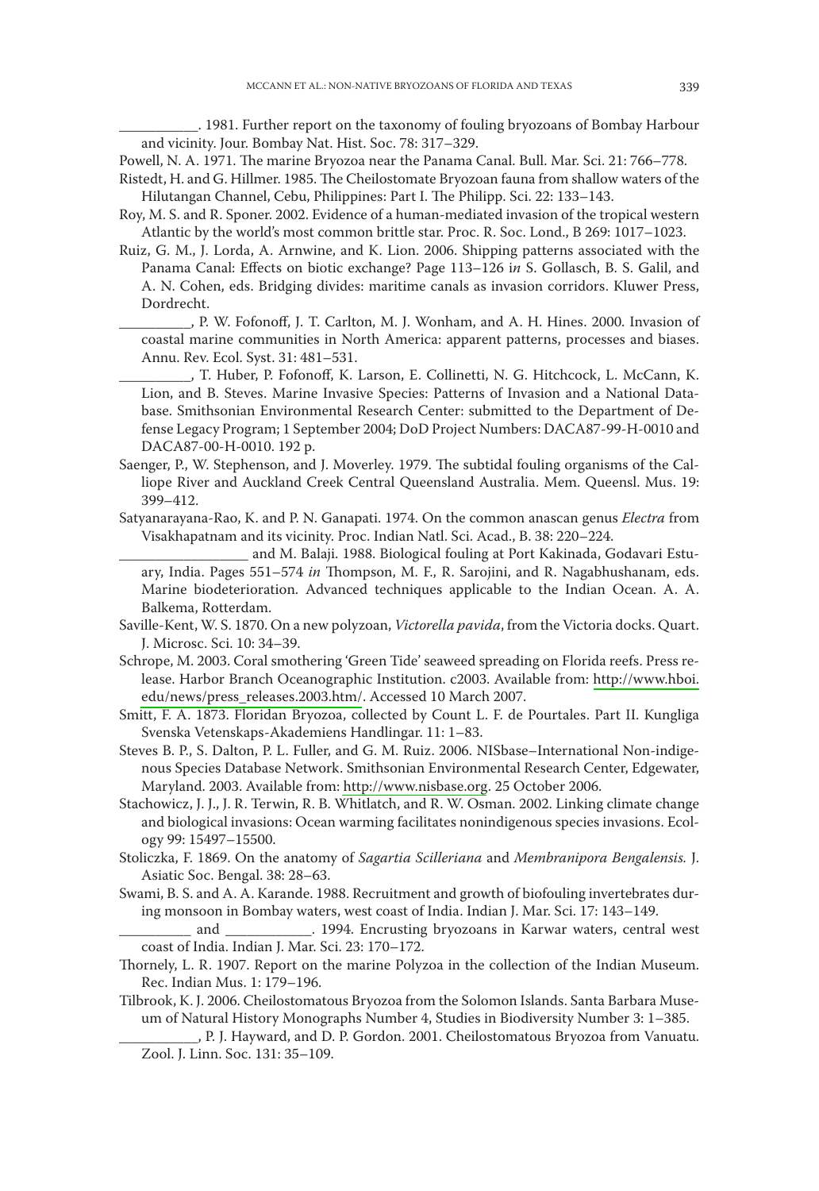\_\_\_\_\_\_\_\_\_\_\_. 1981. Further report on the taxonomy of fouling bryozoans of Bombay Harbour and vicinity. Jour. Bombay Nat. Hist. Soc. 78: 317–329.

Powell, N. A. 1971. The marine Bryozoa near the Panama Canal. Bull. Mar. Sci. 21: 766–778.

Ristedt, H. and G. Hillmer. 1985. The Cheilostomate Bryozoan fauna from shallow waters of the Hilutangan Channel, Cebu, Philippines: Part I. The Philipp. Sci. 22: 133–143.

Roy, M. S. and R. Sponer. 2002. Evidence of a human-mediated invasion of the tropical western Atlantic by the world's most common brittle star. Proc. R. Soc. Lond., B 269: 1017–1023.

Ruiz, G. M., J. Lorda, A. Arnwine, and K. Lion. 2006. Shipping patterns associated with the Panama Canal: Effects on biotic exchange? Page 113–126 i*n* S. Gollasch, B. S. Galil, and A. N. Cohen, eds. Bridging divides: maritime canals as invasion corridors. Kluwer Press, Dordrecht.

\_\_\_\_\_\_\_\_\_\_, P. W. Fofonoff, J. T. Carlton, M. J. Wonham, and A. H. Hines. 2000. Invasion of coastal marine communities in North America: apparent patterns, processes and biases. Annu. Rev. Ecol. Syst. 31: 481–531.

\_\_\_\_\_\_\_\_\_\_, T. Huber, P. Fofonoff, K. Larson, E. Collinetti, N. G. Hitchcock, L. McCann, K. Lion, and B. Steves. Marine Invasive Species: Patterns of Invasion and a National Database. Smithsonian Environmental Research Center: submitted to the Department of Defense Legacy Program; 1 September 2004; DoD Project Numbers: DACA87-99-H-0010 and DACA87-00-H-0010. 192 p.

Saenger, P., W. Stephenson, and J. Moverley. 1979. The subtidal fouling organisms of the Calliope River and Auckland Creek Central Queensland Australia. Mem. Queensl. Mus. 19: 399–412.

Satyanarayana-Rao, K. and P. N. Ganapati. 1974. On the common anascan genus *Electra* from Visakhapatnam and its vicinity. Proc. Indian Natl. Sci. Acad., B. 38: 220–224.

\_\_\_\_\_\_\_\_\_\_\_\_\_\_\_\_\_\_ and M. Balaji. 1988. Biological fouling at Port Kakinada, Godavari Estuary, India. Pages 551–574 *in* Thompson, M. F., R. Sarojini, and R. Nagabhushanam, eds. Marine biodeterioration. Advanced techniques applicable to the Indian Ocean. A. A. Balkema, Rotterdam.

Saville-Kent, W. S. 1870. On a new polyzoan, *Victorella pavida*, from the Victoria docks. Quart. J. Microsc. Sci. 10: 34–39.

Schrope, M. 2003. Coral smothering 'Green Tide' seaweed spreading on Florida reefs. Press release. Harbor Branch Oceanographic Institution. c2003. Available from: http://www.hboi.edu/news/press_releases.2003.htm/. Accessed 10 March 2007.

Smitt, F. A. 1873. Floridan Bryozoa, collected by Count L. F. de Pourtales. Part II. Kungliga Svenska Vetenskaps-Akademiens Handlingar. 11: 1–83.

Steves B. P., S. Dalton, P. L. Fuller, and G. M. Ruiz. 2006. NISbase–International Non-indigenous Species Database Network. Smithsonian Environmental Research Center, Edgewater, Maryland. 2003. Available from: http://www.nisbase.org. 25 October 2006.

Stachowicz, J. J., J. R. Terwin, R. B. Whitlatch, and R. W. Osman. 2002. Linking climate change and biological invasions: Ocean warming facilitates nonindigenous species invasions. Ecology 99: 15497–15500.

Stoliczka, F. 1869. On the anatomy of *Sagartia Scilleriana* and *Membranipora Bengalensis.* J. Asiatic Soc. Bengal. 38: 28–63.

Swami, B. S. and A. A. Karande. 1988. Recruitment and growth of biofouling invertebrates during monsoon in Bombay waters, west coast of India. Indian J. Mar. Sci. 17: 143–149.

\_\_\_\_\_\_\_\_\_\_ and \_\_\_\_\_\_\_\_\_\_\_\_. 1994. Encrusting bryozoans in Karwar waters, central west coast of India. Indian J. Mar. Sci. 23: 170–172.

Thornely, L. R. 1907. Report on the marine Polyzoa in the collection of the Indian Museum. Rec. Indian Mus. 1: 179–196.

Tilbrook, K. J. 2006. Cheilostomatous Bryozoa from the Solomon Islands. Santa Barbara Museum of Natural History Monographs Number 4, Studies in Biodiversity Number 3: 1–385.

\_\_\_\_\_\_\_\_\_\_\_, P. J. Hayward, and D. P. Gordon. 2001. Cheilostomatous Bryozoa from Vanuatu. Zool. J. Linn. Soc. 131: 35–109.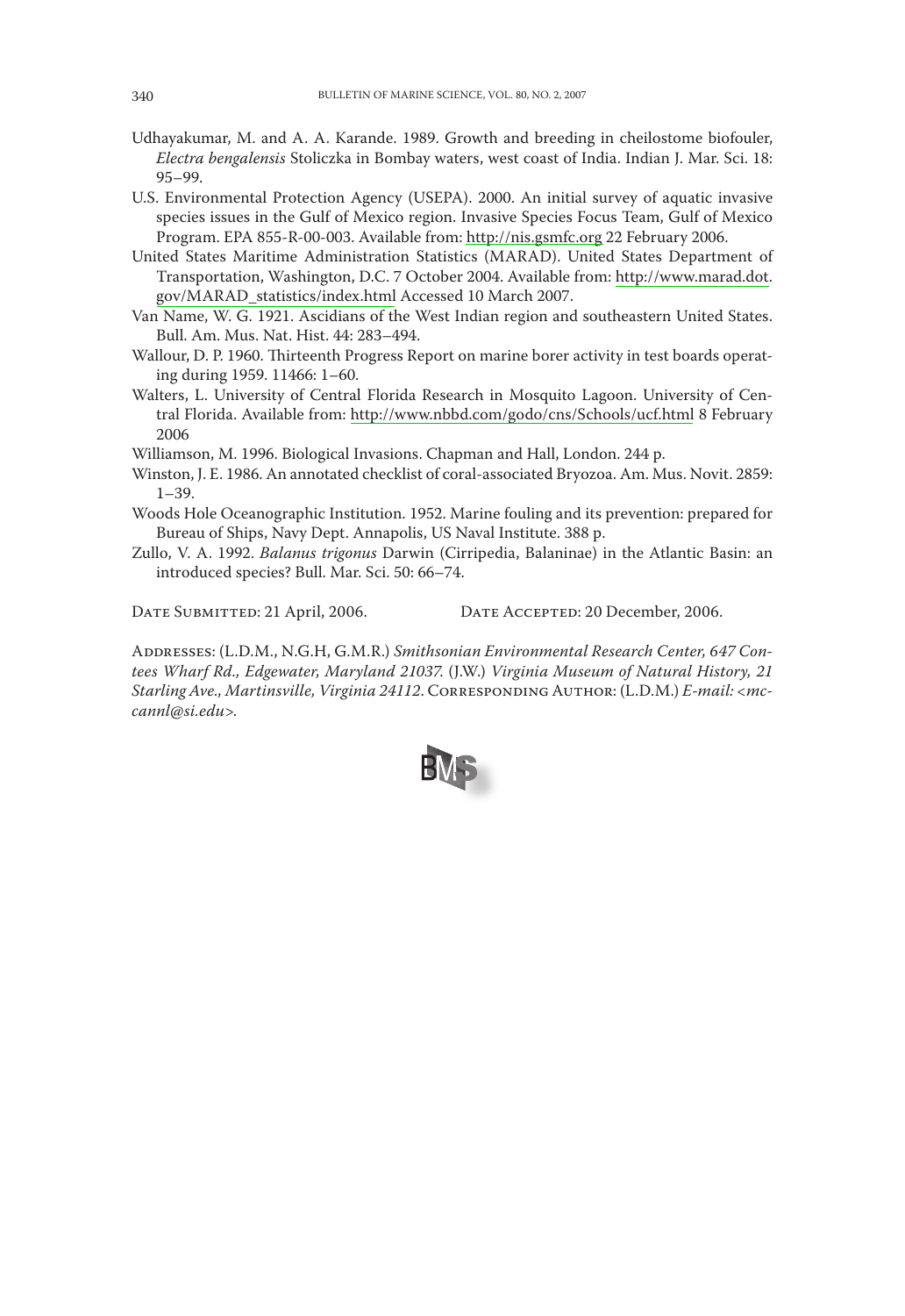Udhayakumar, M. and A. A. Karande. 1989. Growth and breeding in cheilostome biofouler, *Electra bengalensis* Stoliczka in Bombay waters, west coast of India. Indian J. Mar. Sci. 18: 95–99.

U.S. Environmental Protection Agency (USEPA). 2000. An initial survey of aquatic invasive species issues in the Gulf of Mexico region. Invasive Species Focus Team, Gulf of Mexico Program. EPA 855-R-00-003. Available from: http://nis.gsmfc.org 22 February 2006.

United States Maritime Administration Statistics (MARAD). United States Department of Transportation, Washington, D.C. 7 October 2004. Available from: http://www.marad.dot.gov/MARAD_statistics/index.html Accessed 10 March 2007.

Van Name, W. G. 1921. Ascidians of the West Indian region and southeastern United States. Bull. Am. Mus. Nat. Hist. 44: 283–494.

Wallour, D. P. 1960. Thirteenth Progress Report on marine borer activity in test boards operating during 1959. 11466: 1–60.

Walters, L. University of Central Florida Research in Mosquito Lagoon. University of Central Florida. Available from: http://www.nbbd.com/godo/cns/Schools/ucf.html 8 February 2006

Williamson, M. 1996. Biological Invasions. Chapman and Hall, London. 244 p.

Winston, J. E. 1986. An annotated checklist of coral-associated Bryozoa. Am. Mus. Novit. 2859: 1–39.

Woods Hole Oceanographic Institution. 1952. Marine fouling and its prevention: prepared for Bureau of Ships, Navy Dept. Annapolis, US Naval Institute. 388 p.

Zullo, V. A. 1992. *Balanus trigonus* Darwin (Cirripedia, Balaninae) in the Atlantic Basin: an introduced species? Bull. Mar. Sci. 50: 66–74.

Date Submitted: 21 April, 2006. Date Accepted: 20 December, 2006.

Addresses: (L.D.M., N.G.H, G.M.R.) *Smithsonian Environmental Research Center, 647 Contees Wharf Rd., Edgewater, Maryland 21037.* (J.W.) *Virginia Museum of Natural History, 21 Starling Ave., Martinsville, Virginia 24112.* Corresponding Author: (L.D.M.) *E-mail: <mccannl@si.edu>.*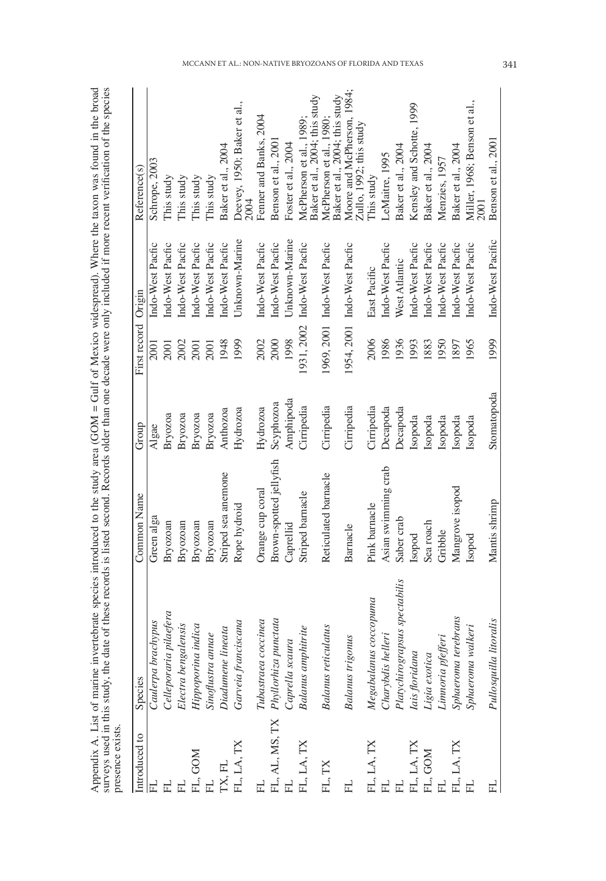Appendix A. List of marine invertebrate species introduced to the study area (GOM = Gulf of Mexico widespread). Where the taxon was found in the broad surveys used in this study, the date of these records is listed second. Records older than one decade were only included if more recent verification of the species presence exists.

| Introduced to | Species | Common Name | Group | First record | Origin | Reference(s) |
|---|---|---|---|---|---|---|
| FL | *Caulerpa brachypus* | Green alga | Algae | 2001 | Indo-West Pacfic | Schrope, 2003 |
| FL | *Celleporaria pilaefera* | Bryozoan | Bryozoa | 2001 | Indo-West Pacfic | This study |
| FL | *Electra bengalensis* | Bryozoan | Bryozoa | 2002 | Indo-West Pacfic | This study |
| FL, GOM | *Hippoporina indica* | Bryozoan | Bryozoa | 2001 | Indo-West Pacfic | This study |
| FL | *Sinoflustra annae* | Bryozoan | Bryozoa | 2001 | Indo-West Pacfic | This study |
| TX, FL | *Diadumene lineata* | Striped sea anemone | Anthozoa | 1948 | Indo-West Pacfic | Baker et al., 2004 |
| FL, LA, TX | *Garveia franciscana* | Rope hydroid | Hydrozoa | 1999 | Unknown-Marine | Deevey, 1950; Baker et al., 2004 |
| FL | *Tubastraea coccinea* | Orange cup coral | Hydrozoa | 2002 | Indo-West Pacfic | Fenner and Banks, 2004 |
| FL, AL, MS, TX | *Phyllorhiza punctata* | Brown-spotted jellyfish | Scyphozoa | 2000 | Indo-West Pacfic | Benson et al., 2001 |
| FL | *Caprella scaura* | Caprellid | Amphipoda | 1998 | Unknown-Marine | Foster et al., 2004 |
| FL, LA, TX | *Balanus amphitrite* | Striped barnacle | Cirripedia | 1931, 2002 | Indo-West Pacfic | McPherson et al., 1989; Baker et al., 2004; this study |
| FL, TX | *Balanus reticulatus* | Reticulated barnacle | Cirripedia | 1969, 2001 | Indo-West Pacfic | McPherson et al., 1980; Baker et al., 2004; this study |
| FL | *Balanus trigonus* | Barnacle | Cirripedia | 1954, 2001 | Indo-West Pacfic | Moore and McPherson, 1984; Zullo, 1992; this study |
| FL, LA, TX | *Megabalanus coccopoma* | Pink barnacle | Cirripedia | 2006 | East Pacific | This study |
| FL | *Charybdis helleri* | Asian swimming crab | Decapoda | 1986 | Indo-West Pacfic | LeMaitre, 1995 |
| FL | *Platychirograpsus spectabilis* | Saber crab | Decapoda | 1936 | West Atlantic | Baker et al., 2004 |
| FL, LA, TX | *Iais floridana* | Isopod | Isopoda | 1993 | Indo-West Pacfic | Kensley and Schotte, 1999 |
| FL, GOM | *Ligia exotica* | Sea roach | Isopoda | 1883 | Indo-West Pacfic | Baker et al., 2004 |
| FL | *Limnoria pfefferi* | Gribble | Isopoda | 1950 | Indo-West Pacfic | Menzies, 1957 |
| FL, LA, TX | *Sphaeroma terebrans* | Mangrove isopod | Isopoda | 1897 | Indo-West Pacfic | Baker et al., 2004 |
| FL | *Sphaeroma walkeri* | Isopod | Isopoda | 1965 | Indo-West Pacfic | Miller, 1968; Benson et al., 2001 |
| FL | *Pullosquilla litoralis* | Mantis shrimp | Stomatopoda | 1999 | Indo-West Pacific | Benson et al., 2001 |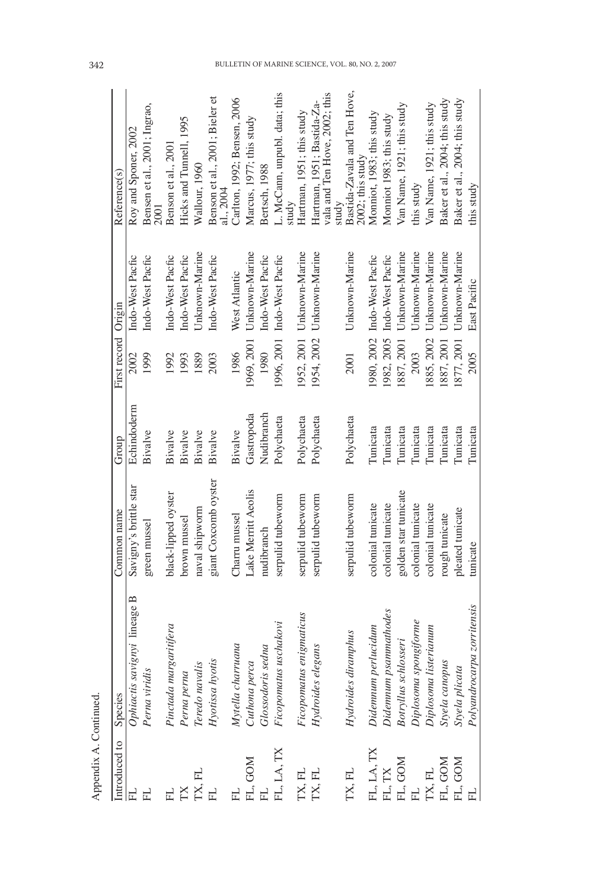Appendix A. Continued.

| Introduced to | Species | Common name | Group | First record | Origin | Reference(s) |
|---|---|---|---|---|---|---|
| FL | *Ophiactis savignyi* lineage B | Savigny's brittle star | Echinoderm | 2002 | Indo-West Pacfic | Roy and Sponer, 2002 |
| FL | *Perna viridis* | green mussel | Bivalve | 1999 | Indo-West Pacfic | Bensen et al., 2001; Ingrao, 2001 |
| FL | *Pinctada margaritifera* | black-lipped oyster | Bivalve | 1992 | Indo-West Pacfic | Benson et al., 2001 |
| TX | *Perna perna* | brown mussel | Bivalve | 1993 | Indo-West Pacfic | Hicks and Tunnell, 1995 |
| TX, FL | *Teredo navalis* | naval shipworm | Bivalve | 1889 | Unknown-Marine | Wallour, 1960 |
| FL | *Hyotissa hyotis* | giant Coxcomb oyster | Bivalve | 2003 | Indo-West Pacfic | Benson et al., 2001; Bieler et al., 2004 |
| FL | *Mytella charruana* | Charru mussel | Bivalve | 1986 | West Atlantic | Carlton, 1992; Bensen, 2006 |
| FL, GOM | *Cuthona perca* | Lake Merritt Aeolis | Gastropoda | 1969, 2001 | Unknown-Marine | Marcus, 1977; this study |
| FL | *Glossodoris sedna* | nudibranch | Nudibranch | 1980 | Indo-West Pacfic | Bertsch, 1988 |
| FL, LA, TX | *Ficopomatus uschakovi* | serpulid tubeworm | Polychaeta | 1996, 2001 | Indo-West Pacfic | L. McCann, unpubl. data; this study |
| TX, FL | *Ficopomatus enigmaticus* | serpulid tubeworm | Polychaeta | 1952, 2001 | Unknown-Marine | Hartman, 1951; this study |
| TX, FL | *Hydroides elegans* | serpulid tubeworm | Polychaeta | 1954, 2002 | Unknown-Marine | Hartman, 1951; Bastida-Zavala and Ten Hove, 2002; this study |
| TX, FL | *Hydroides diramphus* | serpulid tubeworm | Polychaeta | 2001 | Unknown-Marine | Bastida-Zavala and Ten Hove, 2002; this study |
| FL, LA, TX | *Didemnum perlucidum* | colonial tunicate | Tunicata | 1980, 2002 | Indo-West Pacfic | Monniot, 1983; this study |
| FL, TX | *Didemnum psammathodes* | colonial tunicate | Tunicata | 1982, 2005 | Indo-West Pacfic | Monniot 1983; this study |
| FL, GOM | *Botryllus schlosseri* | golden star tunicate | Tunicata | 1887, 2001 | Unknown-Marine | Van Name, 1921; this study |
| FL | *Diplosoma spongiforme* | colonial tunicate | Tunicata | 2003 | Unknown-Marine | this study |
| TX, FL | *Diplosoma listerianum* | colonial tunicate | Tunicata | 1885, 2002 | Unknown-Marine | Van Name, 1921; this study |
| FL, GOM | *Styela canopus* | rough tunicate | Tunicata | 1887, 2001 | Unknown-Marine | Baker et al., 2004; this study |
| FL, GOM | *Styela plicata* | pleated tunicate | Tunicata | 1877, 2001 | Unknown-Marine | Baker et al., 2004; this study |
| FL | *Polyandrocarpa zorritensis* | tunicate | Tunicata | 2005 | East Pacific | this study |